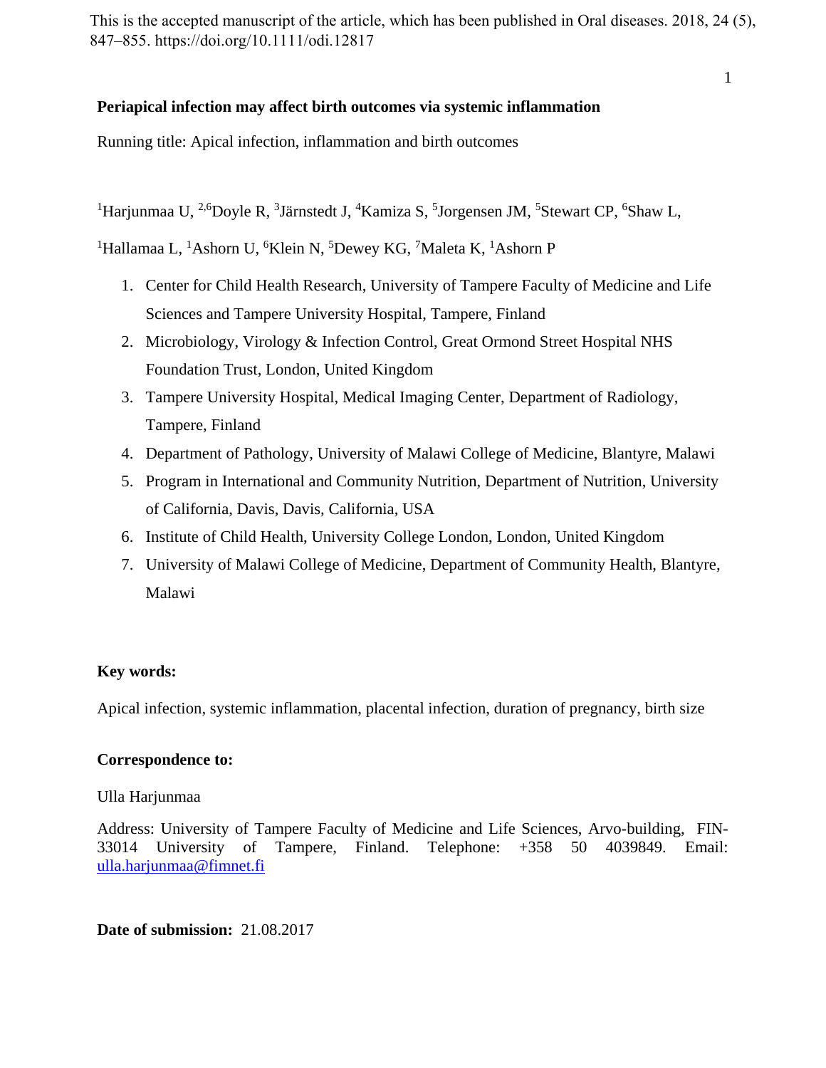This is the accepted manuscript of the article, which has been published in Oral diseases. 2018, 24 (5), 847–855. https://doi.org/10.1111/odi.12817

# Periapical infection may affect birth outcomes via systemic inflammation

Running title: Apical infection, inflammation and birth outcomes

[1]Harjunmaa U, [2,6]Doyle R, [3]Järnstedt J, [4]Kamiza S, [5]Jorgensen JM, [5]Stewart CP, [6]Shaw L, [1]Hallamaa L, [1]Ashorn U, [6]Klein N, [5]Dewey KG, [7]Maleta K, [1]Ashorn P

1. Center for Child Health Research, University of Tampere Faculty of Medicine and Life Sciences and Tampere University Hospital, Tampere, Finland
2. Microbiology, Virology & Infection Control, Great Ormond Street Hospital NHS Foundation Trust, London, United Kingdom
3. Tampere University Hospital, Medical Imaging Center, Department of Radiology, Tampere, Finland
4. Department of Pathology, University of Malawi College of Medicine, Blantyre, Malawi
5. Program in International and Community Nutrition, Department of Nutrition, University of California, Davis, Davis, California, USA
6. Institute of Child Health, University College London, London, United Kingdom
7. University of Malawi College of Medicine, Department of Community Health, Blantyre, Malawi

**Key words:**

Apical infection, systemic inflammation, placental infection, duration of pregnancy, birth size

**Correspondence to:**

Ulla Harjunmaa

Address: University of Tampere Faculty of Medicine and Life Sciences, Arvo-building, FIN-33014 University of Tampere, Finland. Telephone: +358 50 4039849. Email: ulla.harjunmaa@fimnet.fi

**Date of submission:** 21.08.2017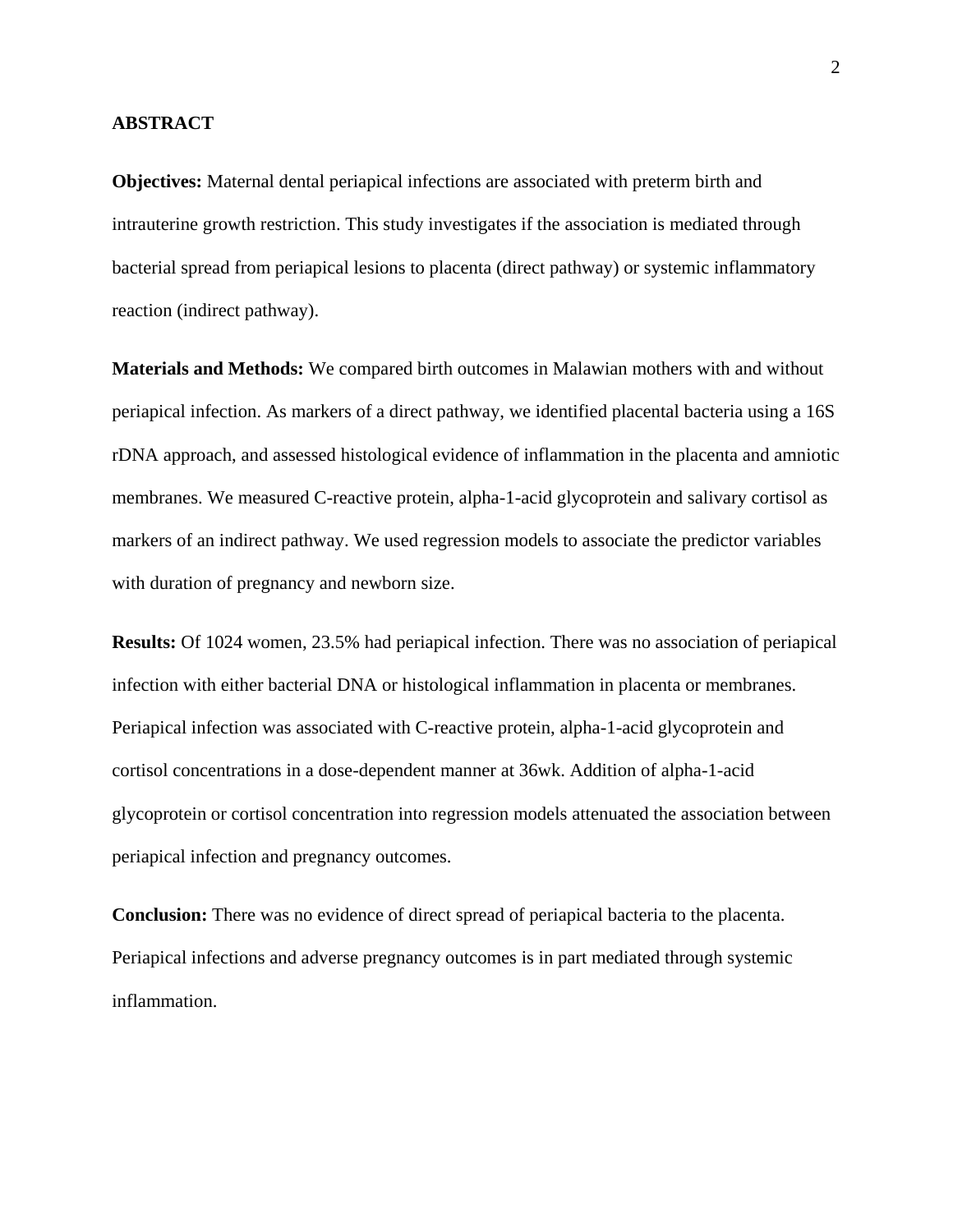## ABSTRACT

**Objectives:** Maternal dental periapical infections are associated with preterm birth and intrauterine growth restriction. This study investigates if the association is mediated through bacterial spread from periapical lesions to placenta (direct pathway) or systemic inflammatory reaction (indirect pathway).

**Materials and Methods:** We compared birth outcomes in Malawian mothers with and without periapical infection. As markers of a direct pathway, we identified placental bacteria using a 16S rDNA approach, and assessed histological evidence of inflammation in the placenta and amniotic membranes. We measured C-reactive protein, alpha-1-acid glycoprotein and salivary cortisol as markers of an indirect pathway. We used regression models to associate the predictor variables with duration of pregnancy and newborn size.

**Results:** Of 1024 women, 23.5% had periapical infection. There was no association of periapical infection with either bacterial DNA or histological inflammation in placenta or membranes. Periapical infection was associated with C-reactive protein, alpha-1-acid glycoprotein and cortisol concentrations in a dose-dependent manner at 36wk. Addition of alpha-1-acid glycoprotein or cortisol concentration into regression models attenuated the association between periapical infection and pregnancy outcomes.

**Conclusion:** There was no evidence of direct spread of periapical bacteria to the placenta. Periapical infections and adverse pregnancy outcomes is in part mediated through systemic inflammation.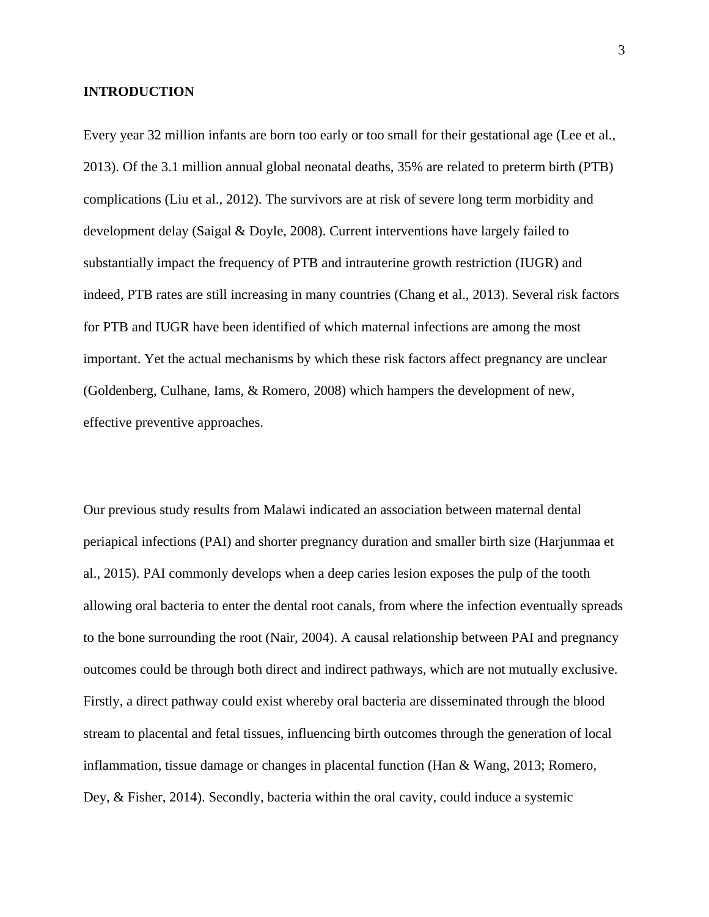**INTRODUCTION**

Every year 32 million infants are born too early or too small for their gestational age (Lee et al., 2013). Of the 3.1 million annual global neonatal deaths, 35% are related to preterm birth (PTB) complications (Liu et al., 2012). The survivors are at risk of severe long term morbidity and development delay (Saigal & Doyle, 2008). Current interventions have largely failed to substantially impact the frequency of PTB and intrauterine growth restriction (IUGR) and indeed, PTB rates are still increasing in many countries (Chang et al., 2013). Several risk factors for PTB and IUGR have been identified of which maternal infections are among the most important. Yet the actual mechanisms by which these risk factors affect pregnancy are unclear (Goldenberg, Culhane, Iams, & Romero, 2008) which hampers the development of new, effective preventive approaches.

Our previous study results from Malawi indicated an association between maternal dental periapical infections (PAI) and shorter pregnancy duration and smaller birth size (Harjunmaa et al., 2015). PAI commonly develops when a deep caries lesion exposes the pulp of the tooth allowing oral bacteria to enter the dental root canals, from where the infection eventually spreads to the bone surrounding the root (Nair, 2004). A causal relationship between PAI and pregnancy outcomes could be through both direct and indirect pathways, which are not mutually exclusive. Firstly, a direct pathway could exist whereby oral bacteria are disseminated through the blood stream to placental and fetal tissues, influencing birth outcomes through the generation of local inflammation, tissue damage or changes in placental function (Han & Wang, 2013; Romero, Dey, & Fisher, 2014). Secondly, bacteria within the oral cavity, could induce a systemic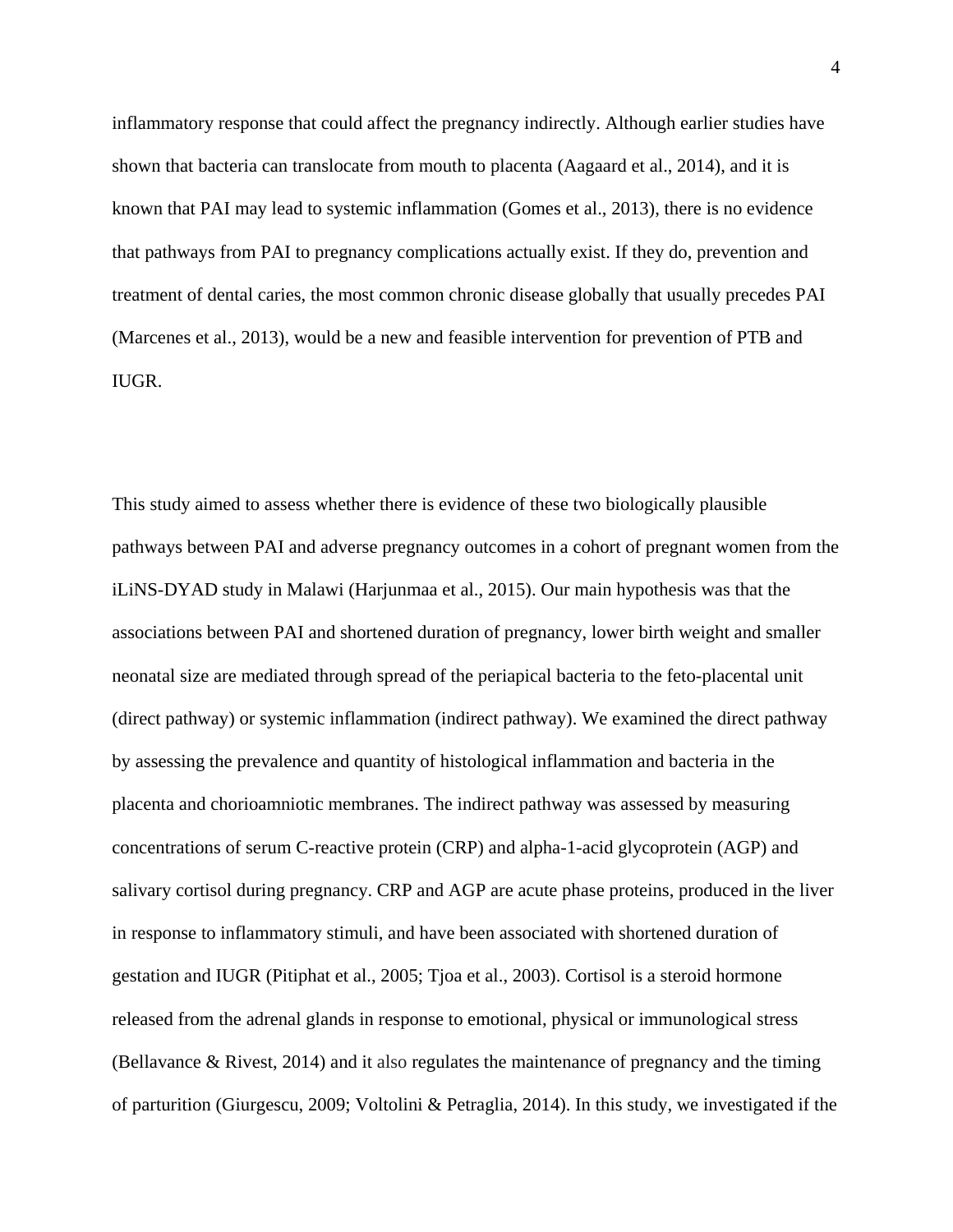inflammatory response that could affect the pregnancy indirectly. Although earlier studies have shown that bacteria can translocate from mouth to placenta (Aagaard et al., 2014), and it is known that PAI may lead to systemic inflammation (Gomes et al., 2013), there is no evidence that pathways from PAI to pregnancy complications actually exist. If they do, prevention and treatment of dental caries, the most common chronic disease globally that usually precedes PAI (Marcenes et al., 2013), would be a new and feasible intervention for prevention of PTB and IUGR.

This study aimed to assess whether there is evidence of these two biologically plausible pathways between PAI and adverse pregnancy outcomes in a cohort of pregnant women from the iLiNS-DYAD study in Malawi (Harjunmaa et al., 2015). Our main hypothesis was that the associations between PAI and shortened duration of pregnancy, lower birth weight and smaller neonatal size are mediated through spread of the periapical bacteria to the feto-placental unit (direct pathway) or systemic inflammation (indirect pathway). We examined the direct pathway by assessing the prevalence and quantity of histological inflammation and bacteria in the placenta and chorioamniotic membranes. The indirect pathway was assessed by measuring concentrations of serum C-reactive protein (CRP) and alpha-1-acid glycoprotein (AGP) and salivary cortisol during pregnancy. CRP and AGP are acute phase proteins, produced in the liver in response to inflammatory stimuli, and have been associated with shortened duration of gestation and IUGR (Pitiphat et al., 2005; Tjoa et al., 2003). Cortisol is a steroid hormone released from the adrenal glands in response to emotional, physical or immunological stress (Bellavance & Rivest, 2014) and it also regulates the maintenance of pregnancy and the timing of parturition (Giurgescu, 2009; Voltolini & Petraglia, 2014). In this study, we investigated if the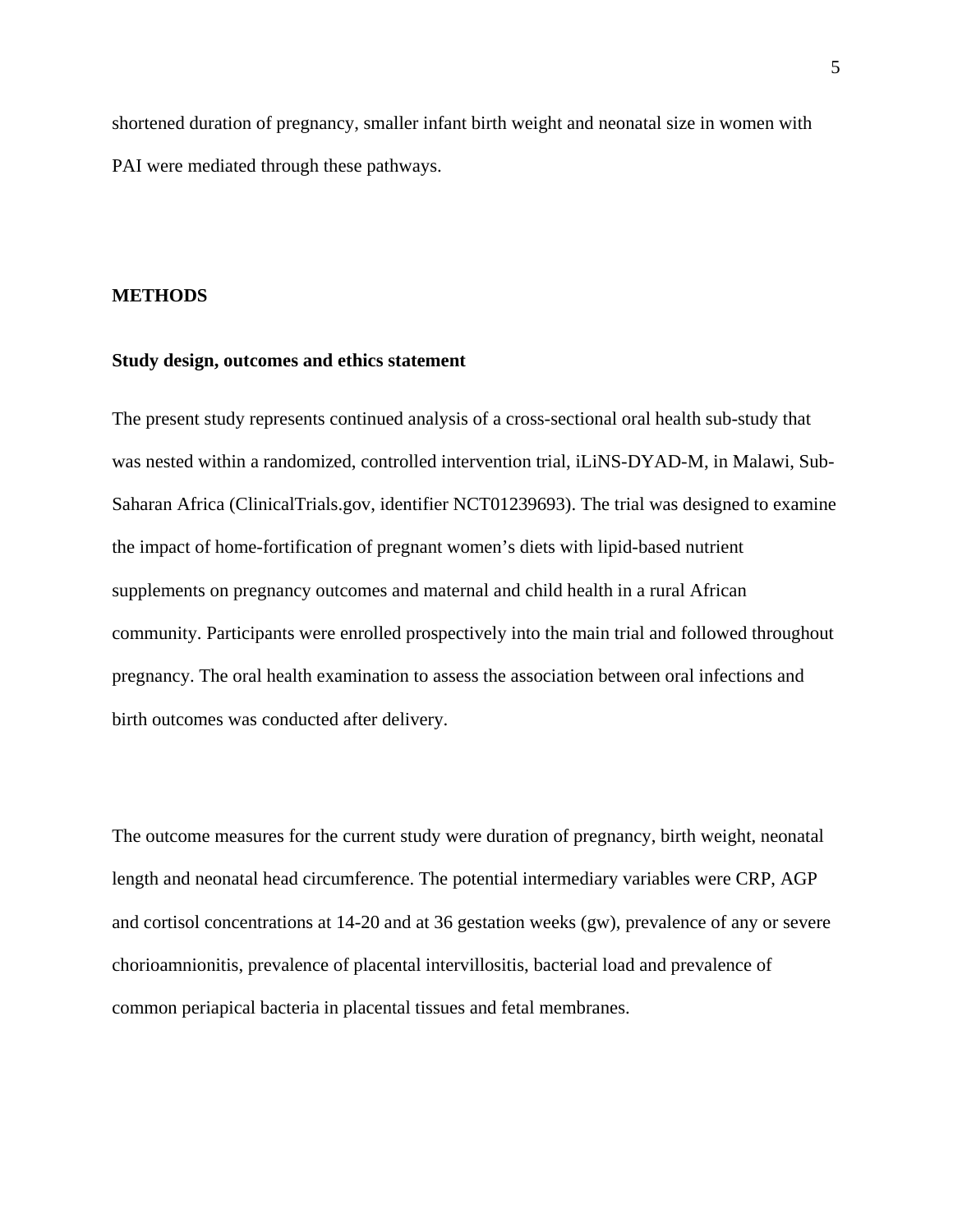shortened duration of pregnancy, smaller infant birth weight and neonatal size in women with PAI were mediated through these pathways.

## METHODS

### Study design, outcomes and ethics statement

The present study represents continued analysis of a cross-sectional oral health sub-study that was nested within a randomized, controlled intervention trial, iLiNS-DYAD-M, in Malawi, Sub-Saharan Africa (ClinicalTrials.gov, identifier NCT01239693). The trial was designed to examine the impact of home-fortification of pregnant women's diets with lipid-based nutrient supplements on pregnancy outcomes and maternal and child health in a rural African community. Participants were enrolled prospectively into the main trial and followed throughout pregnancy. The oral health examination to assess the association between oral infections and birth outcomes was conducted after delivery.

The outcome measures for the current study were duration of pregnancy, birth weight, neonatal length and neonatal head circumference. The potential intermediary variables were CRP, AGP and cortisol concentrations at 14-20 and at 36 gestation weeks (gw), prevalence of any or severe chorioamnionitis, prevalence of placental intervillositis, bacterial load and prevalence of common periapical bacteria in placental tissues and fetal membranes.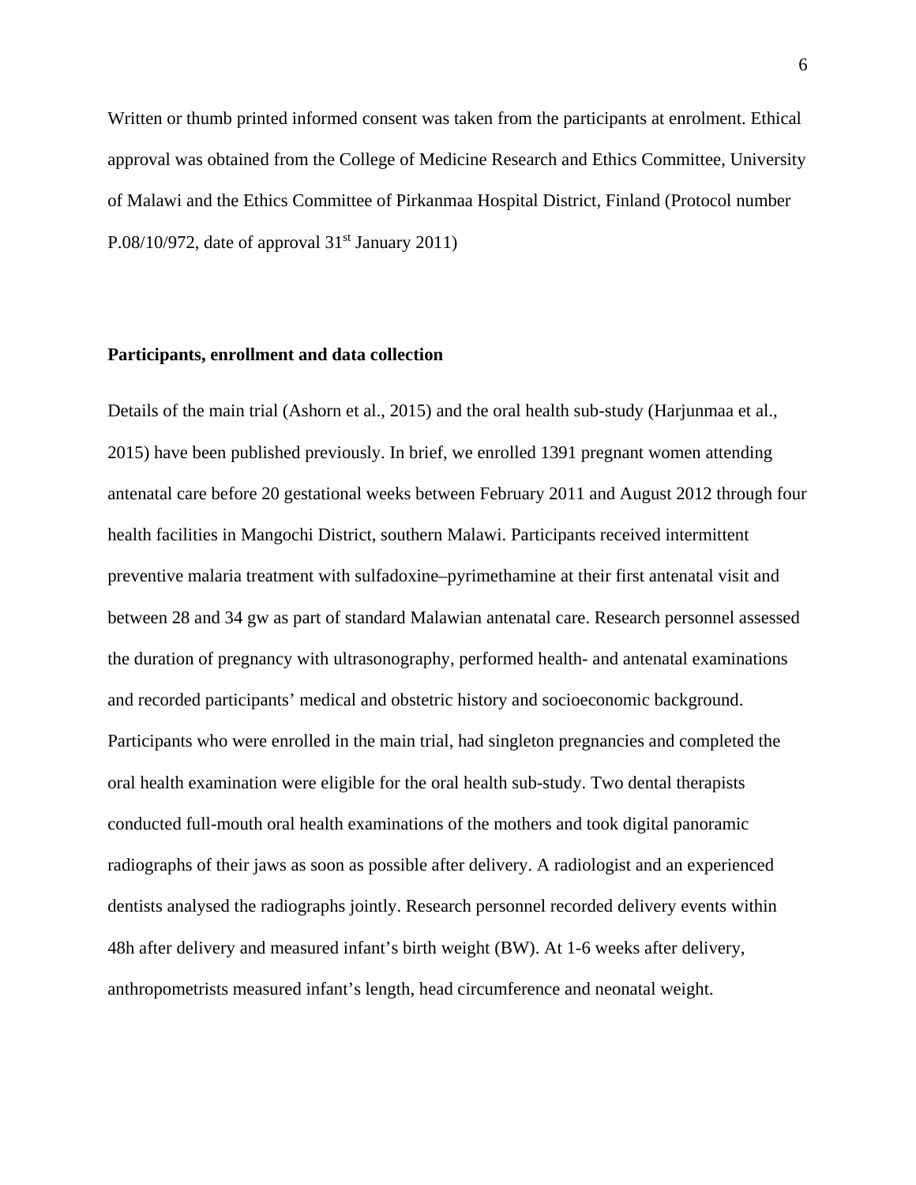Written or thumb printed informed consent was taken from the participants at enrolment. Ethical approval was obtained from the College of Medicine Research and Ethics Committee, University of Malawi and the Ethics Committee of Pirkanmaa Hospital District, Finland (Protocol number P.08/10/972, date of approval 31st January 2011)

**Participants, enrollment and data collection**

Details of the main trial (Ashorn et al., 2015) and the oral health sub-study (Harjunmaa et al., 2015) have been published previously. In brief, we enrolled 1391 pregnant women attending antenatal care before 20 gestational weeks between February 2011 and August 2012 through four health facilities in Mangochi District, southern Malawi. Participants received intermittent preventive malaria treatment with sulfadoxine–pyrimethamine at their first antenatal visit and between 28 and 34 gw as part of standard Malawian antenatal care. Research personnel assessed the duration of pregnancy with ultrasonography, performed health- and antenatal examinations and recorded participants' medical and obstetric history and socioeconomic background. Participants who were enrolled in the main trial, had singleton pregnancies and completed the oral health examination were eligible for the oral health sub-study. Two dental therapists conducted full-mouth oral health examinations of the mothers and took digital panoramic radiographs of their jaws as soon as possible after delivery. A radiologist and an experienced dentists analysed the radiographs jointly. Research personnel recorded delivery events within 48h after delivery and measured infant's birth weight (BW). At 1-6 weeks after delivery, anthropometrists measured infant's length, head circumference and neonatal weight.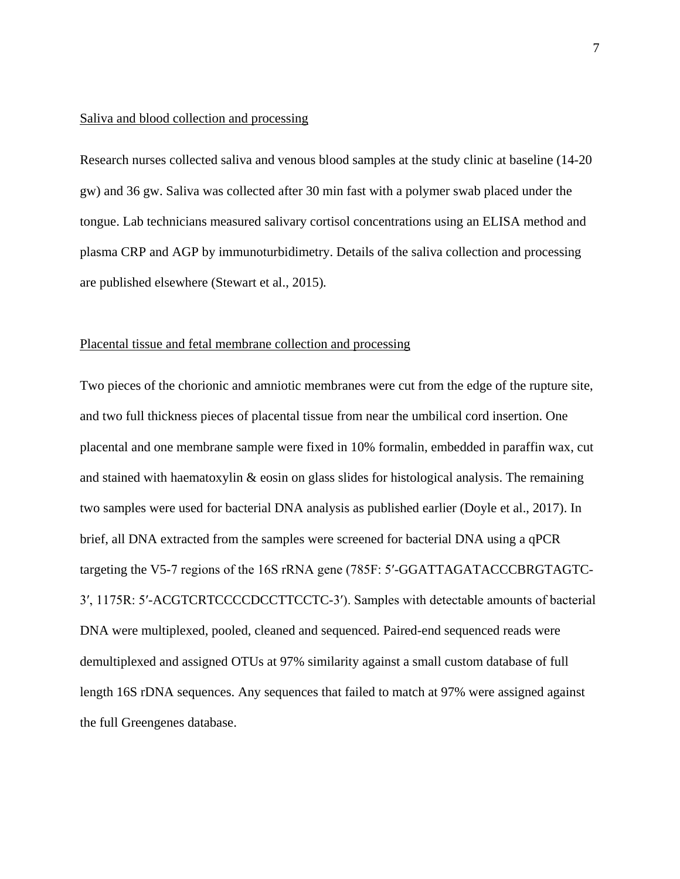## Saliva and blood collection and processing

Research nurses collected saliva and venous blood samples at the study clinic at baseline (14-20 gw) and 36 gw. Saliva was collected after 30 min fast with a polymer swab placed under the tongue. Lab technicians measured salivary cortisol concentrations using an ELISA method and plasma CRP and AGP by immunoturbidimetry. Details of the saliva collection and processing are published elsewhere (Stewart et al., 2015).

## Placental tissue and fetal membrane collection and processing

Two pieces of the chorionic and amniotic membranes were cut from the edge of the rupture site, and two full thickness pieces of placental tissue from near the umbilical cord insertion. One placental and one membrane sample were fixed in 10% formalin, embedded in paraffin wax, cut and stained with haematoxylin & eosin on glass slides for histological analysis. The remaining two samples were used for bacterial DNA analysis as published earlier (Doyle et al., 2017). In brief, all DNA extracted from the samples were screened for bacterial DNA using a qPCR targeting the V5-7 regions of the 16S rRNA gene (785F: 5′-GGATTAGATACCCBRGTAGTC-3′, 1175R: 5′-ACGTCRTCCCCDCCTTCCTC-3′). Samples with detectable amounts of bacterial DNA were multiplexed, pooled, cleaned and sequenced. Paired-end sequenced reads were demultiplexed and assigned OTUs at 97% similarity against a small custom database of full length 16S rDNA sequences. Any sequences that failed to match at 97% were assigned against the full Greengenes database.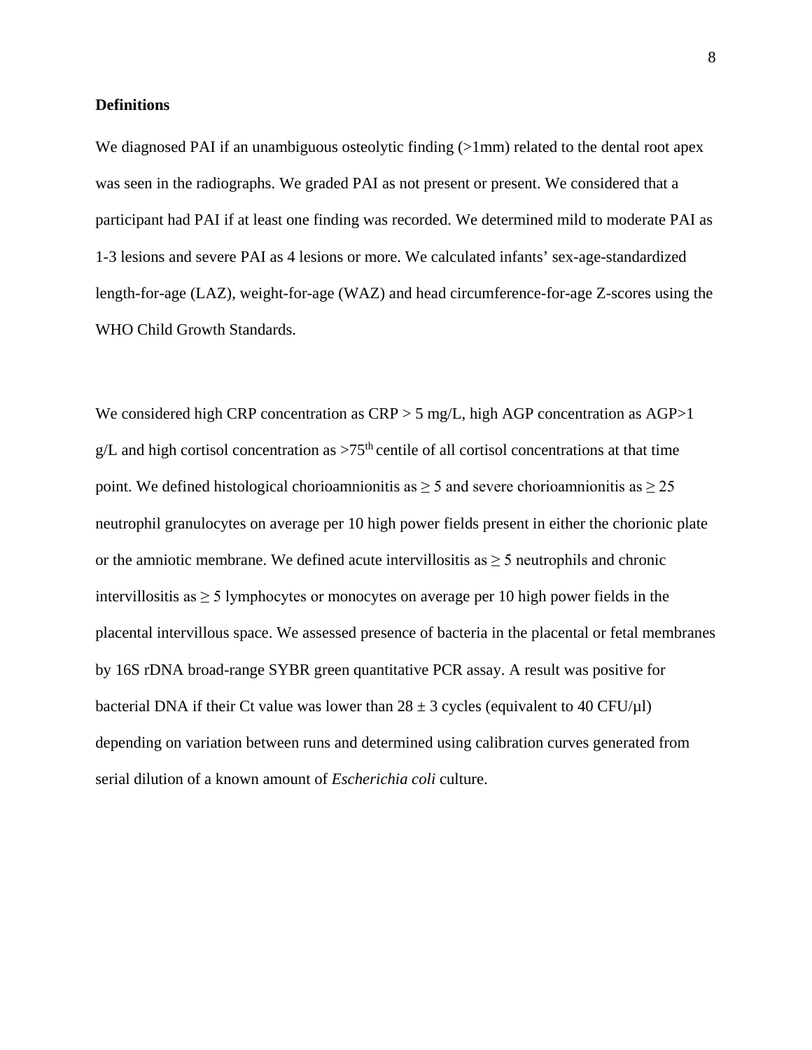**Definitions**

We diagnosed PAI if an unambiguous osteolytic finding (>1mm) related to the dental root apex was seen in the radiographs. We graded PAI as not present or present. We considered that a participant had PAI if at least one finding was recorded. We determined mild to moderate PAI as 1-3 lesions and severe PAI as 4 lesions or more. We calculated infants' sex-age-standardized length-for-age (LAZ), weight-for-age (WAZ) and head circumference-for-age Z-scores using the WHO Child Growth Standards.

We considered high CRP concentration as CRP > 5 mg/L, high AGP concentration as AGP>1 g/L and high cortisol concentration as >75$^{th}$ centile of all cortisol concentrations at that time point. We defined histological chorioamnionitis as ≥ 5 and severe chorioamnionitis as ≥ 25 neutrophil granulocytes on average per 10 high power fields present in either the chorionic plate or the amniotic membrane. We defined acute intervillositis as ≥ 5 neutrophils and chronic intervillositis as ≥ 5 lymphocytes or monocytes on average per 10 high power fields in the placental intervillous space. We assessed presence of bacteria in the placental or fetal membranes by 16S rDNA broad-range SYBR green quantitative PCR assay. A result was positive for bacterial DNA if their Ct value was lower than 28 ± 3 cycles (equivalent to 40 CFU/µl) depending on variation between runs and determined using calibration curves generated from serial dilution of a known amount of *Escherichia coli* culture.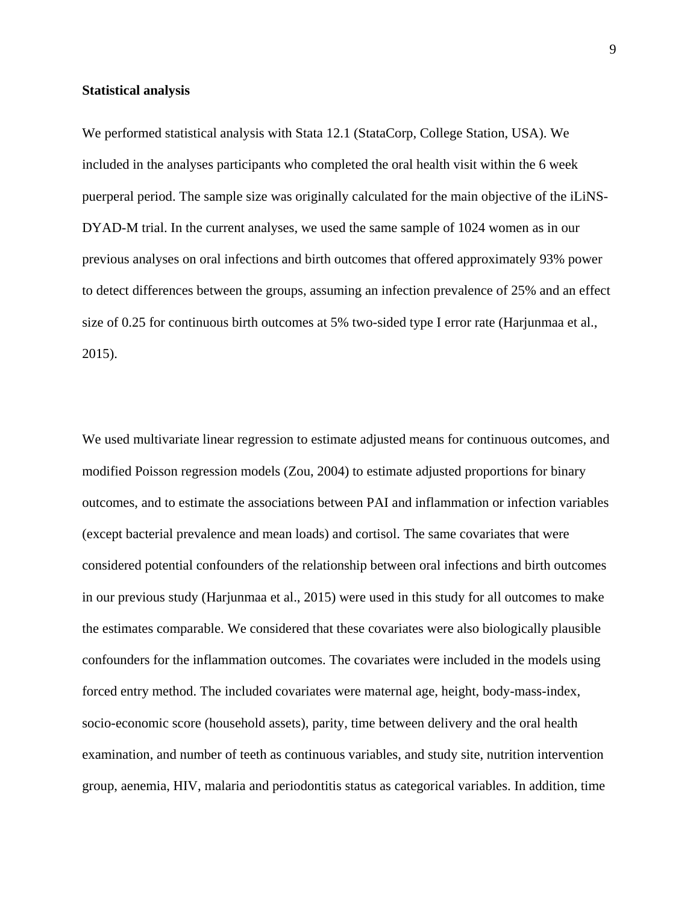**Statistical analysis**

We performed statistical analysis with Stata 12.1 (StataCorp, College Station, USA). We included in the analyses participants who completed the oral health visit within the 6 week puerperal period. The sample size was originally calculated for the main objective of the iLiNS-DYAD-M trial. In the current analyses, we used the same sample of 1024 women as in our previous analyses on oral infections and birth outcomes that offered approximately 93% power to detect differences between the groups, assuming an infection prevalence of 25% and an effect size of 0.25 for continuous birth outcomes at 5% two-sided type I error rate (Harjunmaa et al., 2015).

We used multivariate linear regression to estimate adjusted means for continuous outcomes, and modified Poisson regression models (Zou, 2004) to estimate adjusted proportions for binary outcomes, and to estimate the associations between PAI and inflammation or infection variables (except bacterial prevalence and mean loads) and cortisol. The same covariates that were considered potential confounders of the relationship between oral infections and birth outcomes in our previous study (Harjunmaa et al., 2015) were used in this study for all outcomes to make the estimates comparable. We considered that these covariates were also biologically plausible confounders for the inflammation outcomes. The covariates were included in the models using forced entry method. The included covariates were maternal age, height, body-mass-index, socio-economic score (household assets), parity, time between delivery and the oral health examination, and number of teeth as continuous variables, and study site, nutrition intervention group, aenemia, HIV, malaria and periodontitis status as categorical variables. In addition, time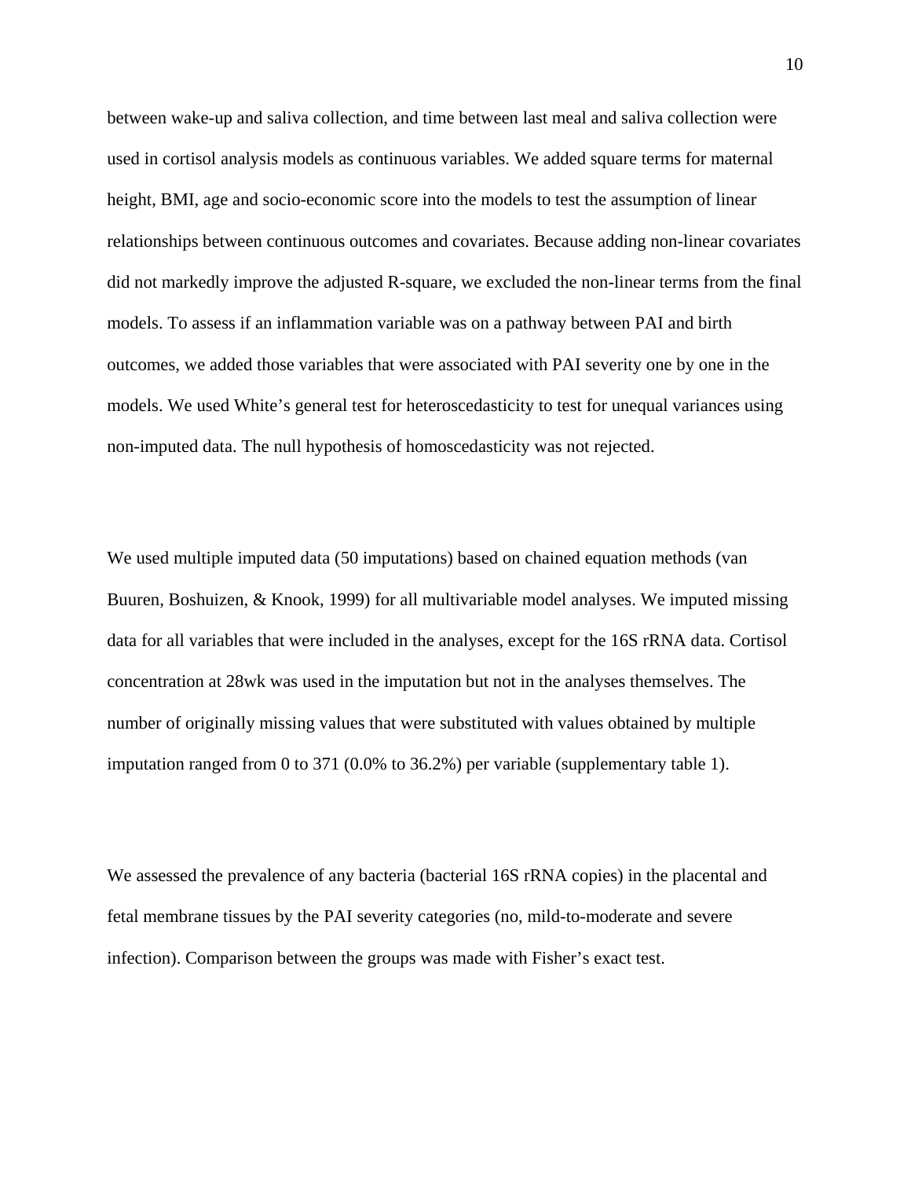between wake-up and saliva collection, and time between last meal and saliva collection were used in cortisol analysis models as continuous variables. We added square terms for maternal height, BMI, age and socio-economic score into the models to test the assumption of linear relationships between continuous outcomes and covariates. Because adding non-linear covariates did not markedly improve the adjusted R-square, we excluded the non-linear terms from the final models. To assess if an inflammation variable was on a pathway between PAI and birth outcomes, we added those variables that were associated with PAI severity one by one in the models. We used White's general test for heteroscedasticity to test for unequal variances using non-imputed data. The null hypothesis of homoscedasticity was not rejected.

We used multiple imputed data (50 imputations) based on chained equation methods (van Buuren, Boshuizen, & Knook, 1999) for all multivariable model analyses. We imputed missing data for all variables that were included in the analyses, except for the 16S rRNA data. Cortisol concentration at 28wk was used in the imputation but not in the analyses themselves. The number of originally missing values that were substituted with values obtained by multiple imputation ranged from 0 to 371 (0.0% to 36.2%) per variable (supplementary table 1).

We assessed the prevalence of any bacteria (bacterial 16S rRNA copies) in the placental and fetal membrane tissues by the PAI severity categories (no, mild-to-moderate and severe infection). Comparison between the groups was made with Fisher's exact test.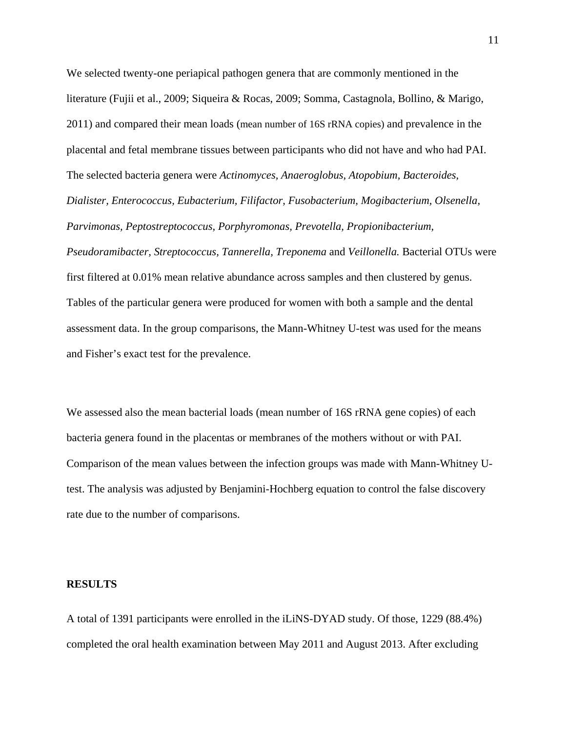We selected twenty-one periapical pathogen genera that are commonly mentioned in the literature (Fujii et al., 2009; Siqueira & Rocas, 2009; Somma, Castagnola, Bollino, & Marigo, 2011) and compared their mean loads (mean number of 16S rRNA copies) and prevalence in the placental and fetal membrane tissues between participants who did not have and who had PAI. The selected bacteria genera were *Actinomyces, Anaeroglobus, Atopobium, Bacteroides, Dialister, Enterococcus, Eubacterium, Filifactor, Fusobacterium, Mogibacterium, Olsenella, Parvimonas, Peptostreptococcus, Porphyromonas, Prevotella, Propionibacterium, Pseudoramibacter, Streptococcus, Tannerella, Treponema* and *Veillonella.* Bacterial OTUs were first filtered at 0.01% mean relative abundance across samples and then clustered by genus. Tables of the particular genera were produced for women with both a sample and the dental assessment data. In the group comparisons, the Mann-Whitney U-test was used for the means and Fisher's exact test for the prevalence.

We assessed also the mean bacterial loads (mean number of 16S rRNA gene copies) of each bacteria genera found in the placentas or membranes of the mothers without or with PAI. Comparison of the mean values between the infection groups was made with Mann-Whitney U-test. The analysis was adjusted by Benjamini-Hochberg equation to control the false discovery rate due to the number of comparisons.

## RESULTS

A total of 1391 participants were enrolled in the iLiNS-DYAD study. Of those, 1229 (88.4%) completed the oral health examination between May 2011 and August 2013. After excluding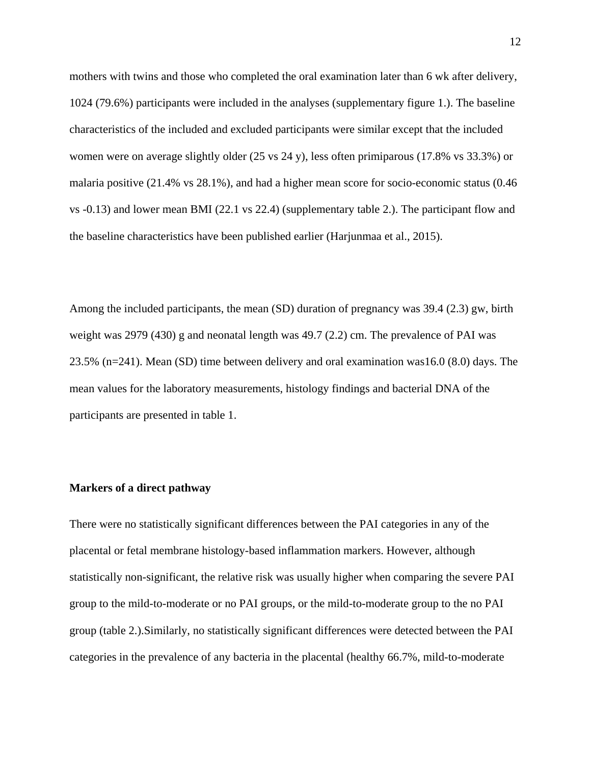mothers with twins and those who completed the oral examination later than 6 wk after delivery, 1024 (79.6%) participants were included in the analyses (supplementary figure 1.). The baseline characteristics of the included and excluded participants were similar except that the included women were on average slightly older (25 vs 24 y), less often primiparous (17.8% vs 33.3%) or malaria positive (21.4% vs 28.1%), and had a higher mean score for socio-economic status (0.46 vs -0.13) and lower mean BMI (22.1 vs 22.4) (supplementary table 2.). The participant flow and the baseline characteristics have been published earlier (Harjunmaa et al., 2015).

Among the included participants, the mean (SD) duration of pregnancy was 39.4 (2.3) gw, birth weight was 2979 (430) g and neonatal length was 49.7 (2.2) cm. The prevalence of PAI was 23.5% (n=241). Mean (SD) time between delivery and oral examination was16.0 (8.0) days. The mean values for the laboratory measurements, histology findings and bacterial DNA of the participants are presented in table 1.

**Markers of a direct pathway**

There were no statistically significant differences between the PAI categories in any of the placental or fetal membrane histology-based inflammation markers. However, although statistically non-significant, the relative risk was usually higher when comparing the severe PAI group to the mild-to-moderate or no PAI groups, or the mild-to-moderate group to the no PAI group (table 2.).Similarly, no statistically significant differences were detected between the PAI categories in the prevalence of any bacteria in the placental (healthy 66.7%, mild-to-moderate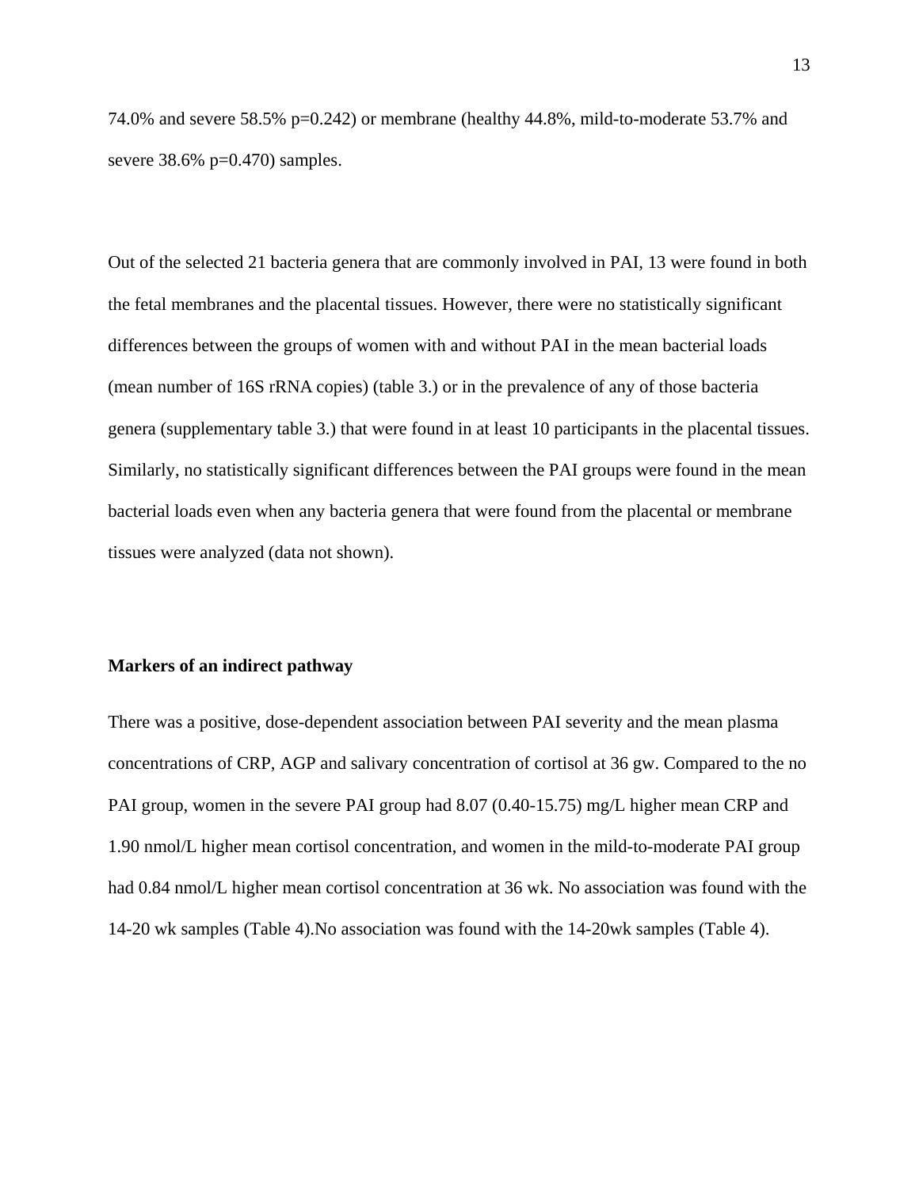74.0% and severe 58.5% p=0.242) or membrane (healthy 44.8%, mild-to-moderate 53.7% and severe 38.6% p=0.470) samples.

Out of the selected 21 bacteria genera that are commonly involved in PAI, 13 were found in both the fetal membranes and the placental tissues. However, there were no statistically significant differences between the groups of women with and without PAI in the mean bacterial loads (mean number of 16S rRNA copies) (table 3.) or in the prevalence of any of those bacteria genera (supplementary table 3.) that were found in at least 10 participants in the placental tissues. Similarly, no statistically significant differences between the PAI groups were found in the mean bacterial loads even when any bacteria genera that were found from the placental or membrane tissues were analyzed (data not shown).

**Markers of an indirect pathway**

There was a positive, dose-dependent association between PAI severity and the mean plasma concentrations of CRP, AGP and salivary concentration of cortisol at 36 gw. Compared to the no PAI group, women in the severe PAI group had 8.07 (0.40-15.75) mg/L higher mean CRP and 1.90 nmol/L higher mean cortisol concentration, and women in the mild-to-moderate PAI group had 0.84 nmol/L higher mean cortisol concentration at 36 wk. No association was found with the 14-20 wk samples (Table 4).No association was found with the 14-20wk samples (Table 4).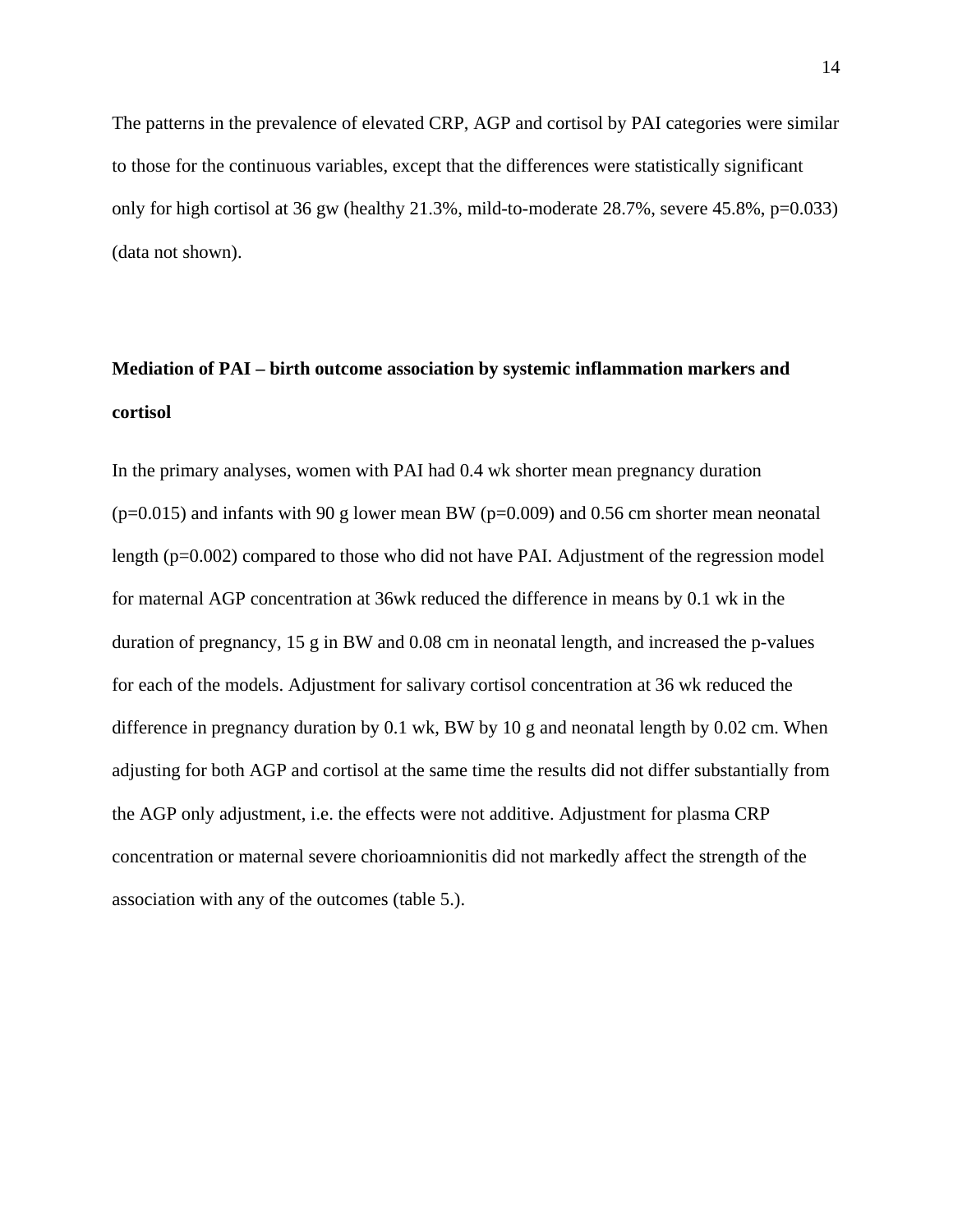The patterns in the prevalence of elevated CRP, AGP and cortisol by PAI categories were similar to those for the continuous variables, except that the differences were statistically significant only for high cortisol at 36 gw (healthy 21.3%, mild-to-moderate 28.7%, severe 45.8%, p=0.033) (data not shown).

**Mediation of PAI – birth outcome association by systemic inflammation markers and cortisol**

In the primary analyses, women with PAI had 0.4 wk shorter mean pregnancy duration (p=0.015) and infants with 90 g lower mean BW (p=0.009) and 0.56 cm shorter mean neonatal length (p=0.002) compared to those who did not have PAI. Adjustment of the regression model for maternal AGP concentration at 36wk reduced the difference in means by 0.1 wk in the duration of pregnancy, 15 g in BW and 0.08 cm in neonatal length, and increased the p-values for each of the models. Adjustment for salivary cortisol concentration at 36 wk reduced the difference in pregnancy duration by 0.1 wk, BW by 10 g and neonatal length by 0.02 cm. When adjusting for both AGP and cortisol at the same time the results did not differ substantially from the AGP only adjustment, i.e. the effects were not additive. Adjustment for plasma CRP concentration or maternal severe chorioamnionitis did not markedly affect the strength of the association with any of the outcomes (table 5.).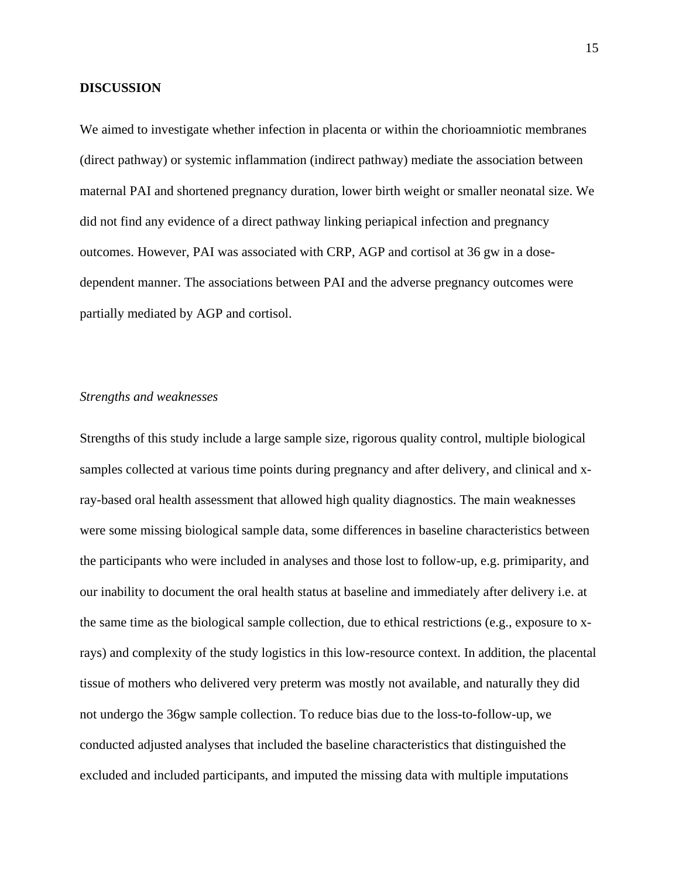## DISCUSSION

We aimed to investigate whether infection in placenta or within the chorioamniotic membranes (direct pathway) or systemic inflammation (indirect pathway) mediate the association between maternal PAI and shortened pregnancy duration, lower birth weight or smaller neonatal size. We did not find any evidence of a direct pathway linking periapical infection and pregnancy outcomes. However, PAI was associated with CRP, AGP and cortisol at 36 gw in a dose-dependent manner. The associations between PAI and the adverse pregnancy outcomes were partially mediated by AGP and cortisol.

### *Strengths and weaknesses*

Strengths of this study include a large sample size, rigorous quality control, multiple biological samples collected at various time points during pregnancy and after delivery, and clinical and x-ray-based oral health assessment that allowed high quality diagnostics. The main weaknesses were some missing biological sample data, some differences in baseline characteristics between the participants who were included in analyses and those lost to follow-up, e.g. primiparity, and our inability to document the oral health status at baseline and immediately after delivery i.e. at the same time as the biological sample collection, due to ethical restrictions (e.g., exposure to x-rays) and complexity of the study logistics in this low-resource context. In addition, the placental tissue of mothers who delivered very preterm was mostly not available, and naturally they did not undergo the 36gw sample collection. To reduce bias due to the loss-to-follow-up, we conducted adjusted analyses that included the baseline characteristics that distinguished the excluded and included participants, and imputed the missing data with multiple imputations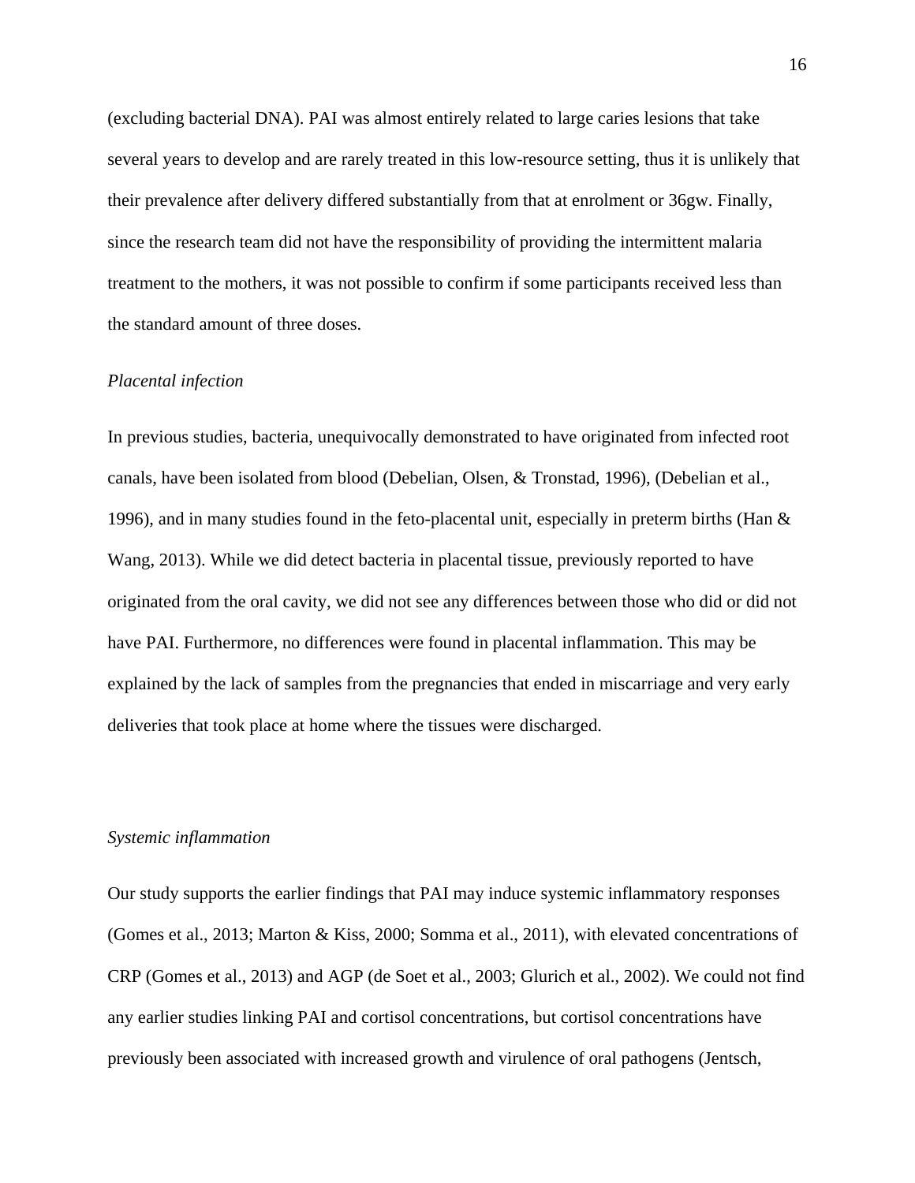(excluding bacterial DNA). PAI was almost entirely related to large caries lesions that take several years to develop and are rarely treated in this low-resource setting, thus it is unlikely that their prevalence after delivery differed substantially from that at enrolment or 36gw. Finally, since the research team did not have the responsibility of providing the intermittent malaria treatment to the mothers, it was not possible to confirm if some participants received less than the standard amount of three doses.

### *Placental infection*

In previous studies, bacteria, unequivocally demonstrated to have originated from infected root canals, have been isolated from blood (Debelian, Olsen, & Tronstad, 1996), (Debelian et al., 1996), and in many studies found in the feto-placental unit, especially in preterm births (Han & Wang, 2013). While we did detect bacteria in placental tissue, previously reported to have originated from the oral cavity, we did not see any differences between those who did or did not have PAI. Furthermore, no differences were found in placental inflammation. This may be explained by the lack of samples from the pregnancies that ended in miscarriage and very early deliveries that took place at home where the tissues were discharged.

### *Systemic inflammation*

Our study supports the earlier findings that PAI may induce systemic inflammatory responses (Gomes et al., 2013; Marton & Kiss, 2000; Somma et al., 2011), with elevated concentrations of CRP (Gomes et al., 2013) and AGP (de Soet et al., 2003; Glurich et al., 2002). We could not find any earlier studies linking PAI and cortisol concentrations, but cortisol concentrations have previously been associated with increased growth and virulence of oral pathogens (Jentsch,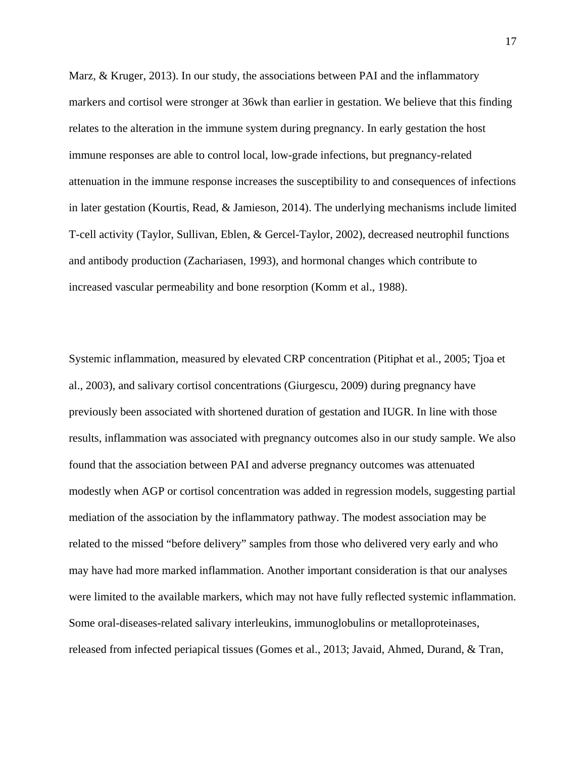Marz, & Kruger, 2013). In our study, the associations between PAI and the inflammatory markers and cortisol were stronger at 36wk than earlier in gestation. We believe that this finding relates to the alteration in the immune system during pregnancy. In early gestation the host immune responses are able to control local, low-grade infections, but pregnancy-related attenuation in the immune response increases the susceptibility to and consequences of infections in later gestation (Kourtis, Read, & Jamieson, 2014). The underlying mechanisms include limited T-cell activity (Taylor, Sullivan, Eblen, & Gercel-Taylor, 2002), decreased neutrophil functions and antibody production (Zachariasen, 1993), and hormonal changes which contribute to increased vascular permeability and bone resorption (Komm et al., 1988).

Systemic inflammation, measured by elevated CRP concentration (Pitiphat et al., 2005; Tjoa et al., 2003), and salivary cortisol concentrations (Giurgescu, 2009) during pregnancy have previously been associated with shortened duration of gestation and IUGR. In line with those results, inflammation was associated with pregnancy outcomes also in our study sample. We also found that the association between PAI and adverse pregnancy outcomes was attenuated modestly when AGP or cortisol concentration was added in regression models, suggesting partial mediation of the association by the inflammatory pathway. The modest association may be related to the missed "before delivery" samples from those who delivered very early and who may have had more marked inflammation. Another important consideration is that our analyses were limited to the available markers, which may not have fully reflected systemic inflammation. Some oral-diseases-related salivary interleukins, immunoglobulins or metalloproteinases, released from infected periapical tissues (Gomes et al., 2013; Javaid, Ahmed, Durand, & Tran,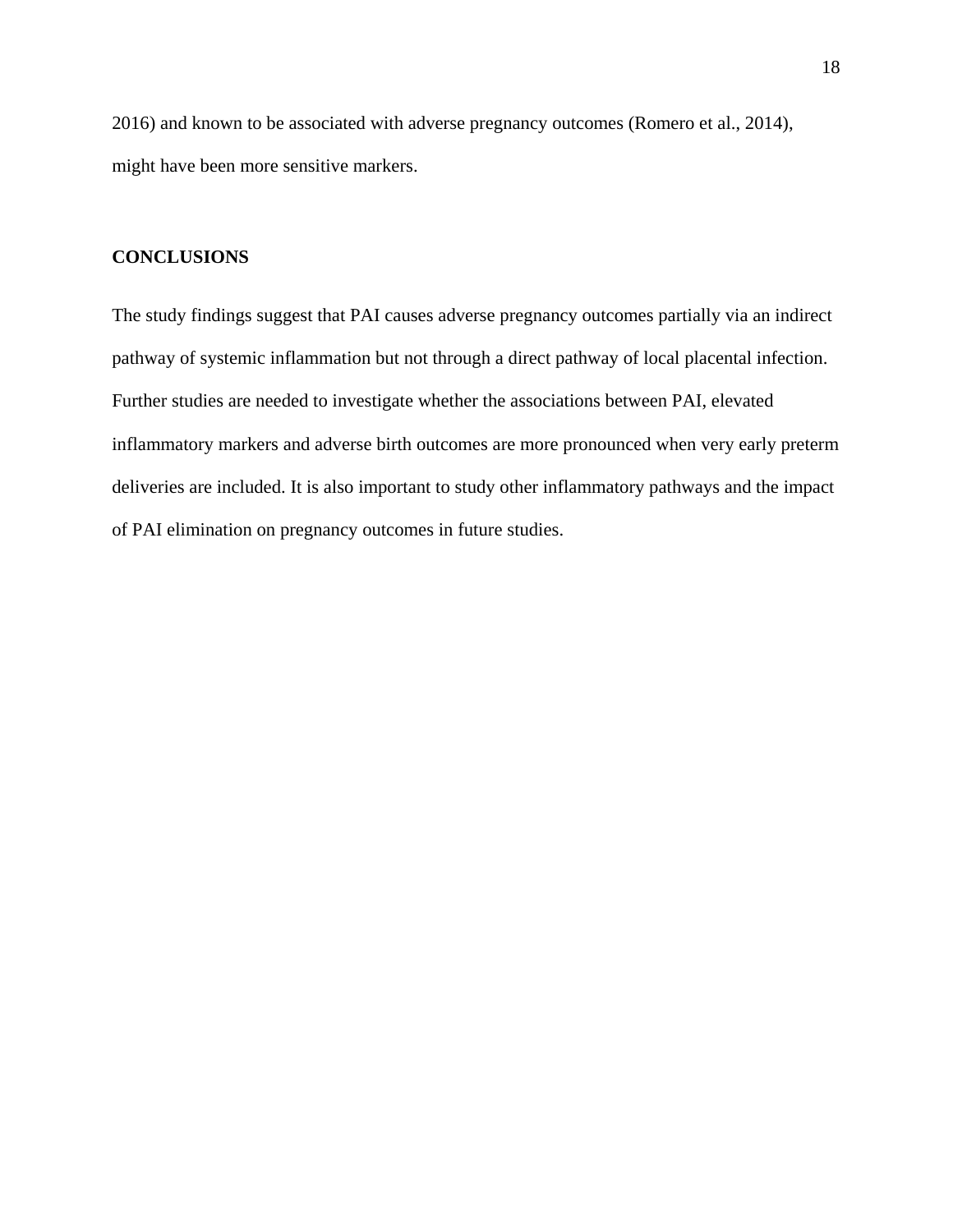2016) and known to be associated with adverse pregnancy outcomes (Romero et al., 2014), might have been more sensitive markers.

## CONCLUSIONS

The study findings suggest that PAI causes adverse pregnancy outcomes partially via an indirect pathway of systemic inflammation but not through a direct pathway of local placental infection. Further studies are needed to investigate whether the associations between PAI, elevated inflammatory markers and adverse birth outcomes are more pronounced when very early preterm deliveries are included. It is also important to study other inflammatory pathways and the impact of PAI elimination on pregnancy outcomes in future studies.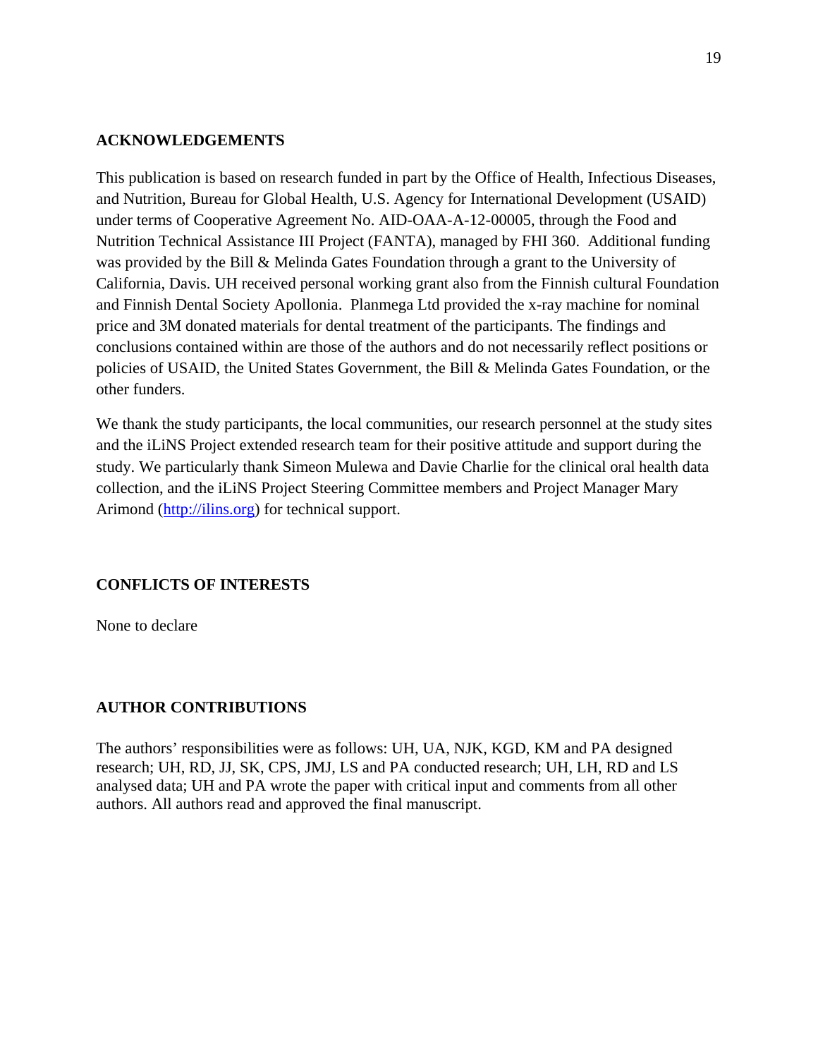## ACKNOWLEDGEMENTS

This publication is based on research funded in part by the Office of Health, Infectious Diseases, and Nutrition, Bureau for Global Health, U.S. Agency for International Development (USAID) under terms of Cooperative Agreement No. AID-OAA-A-12-00005, through the Food and Nutrition Technical Assistance III Project (FANTA), managed by FHI 360. Additional funding was provided by the Bill & Melinda Gates Foundation through a grant to the University of California, Davis. UH received personal working grant also from the Finnish cultural Foundation and Finnish Dental Society Apollonia. Planmega Ltd provided the x-ray machine for nominal price and 3M donated materials for dental treatment of the participants. The findings and conclusions contained within are those of the authors and do not necessarily reflect positions or policies of USAID, the United States Government, the Bill & Melinda Gates Foundation, or the other funders.

We thank the study participants, the local communities, our research personnel at the study sites and the iLiNS Project extended research team for their positive attitude and support during the study. We particularly thank Simeon Mulewa and Davie Charlie for the clinical oral health data collection, and the iLiNS Project Steering Committee members and Project Manager Mary Arimond (http://ilins.org) for technical support.

## CONFLICTS OF INTERESTS

None to declare

## AUTHOR CONTRIBUTIONS

The authors' responsibilities were as follows: UH, UA, NJK, KGD, KM and PA designed research; UH, RD, JJ, SK, CPS, JMJ, LS and PA conducted research; UH, LH, RD and LS analysed data; UH and PA wrote the paper with critical input and comments from all other authors. All authors read and approved the final manuscript.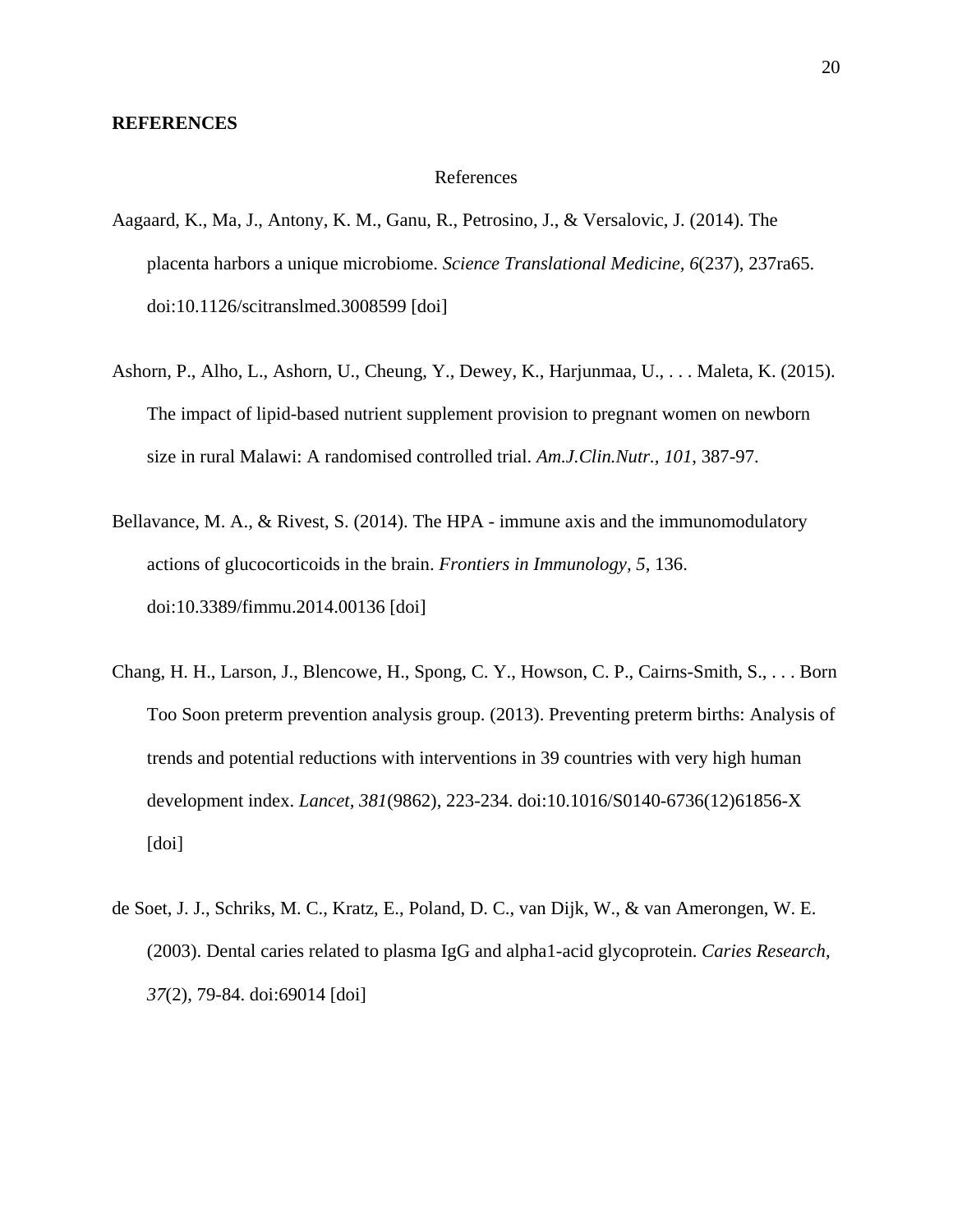**REFERENCES**

References

Aagaard, K., Ma, J., Antony, K. M., Ganu, R., Petrosino, J., & Versalovic, J. (2014). The placenta harbors a unique microbiome. *Science Translational Medicine, 6*(237), 237ra65. doi:10.1126/scitranslmed.3008599 [doi]

Ashorn, P., Alho, L., Ashorn, U., Cheung, Y., Dewey, K., Harjunmaa, U., . . . Maleta, K. (2015). The impact of lipid-based nutrient supplement provision to pregnant women on newborn size in rural Malawi: A randomised controlled trial. *Am.J.Clin.Nutr., 101*, 387-97.

Bellavance, M. A., & Rivest, S. (2014). The HPA - immune axis and the immunomodulatory actions of glucocorticoids in the brain. *Frontiers in Immunology, 5*, 136. doi:10.3389/fimmu.2014.00136 [doi]

Chang, H. H., Larson, J., Blencowe, H., Spong, C. Y., Howson, C. P., Cairns-Smith, S., . . . Born Too Soon preterm prevention analysis group. (2013). Preventing preterm births: Analysis of trends and potential reductions with interventions in 39 countries with very high human development index. *Lancet, 381*(9862), 223-234. doi:10.1016/S0140-6736(12)61856-X [doi]

de Soet, J. J., Schriks, M. C., Kratz, E., Poland, D. C., van Dijk, W., & van Amerongen, W. E. (2003). Dental caries related to plasma IgG and alpha1-acid glycoprotein. *Caries Research, 37*(2), 79-84. doi:69014 [doi]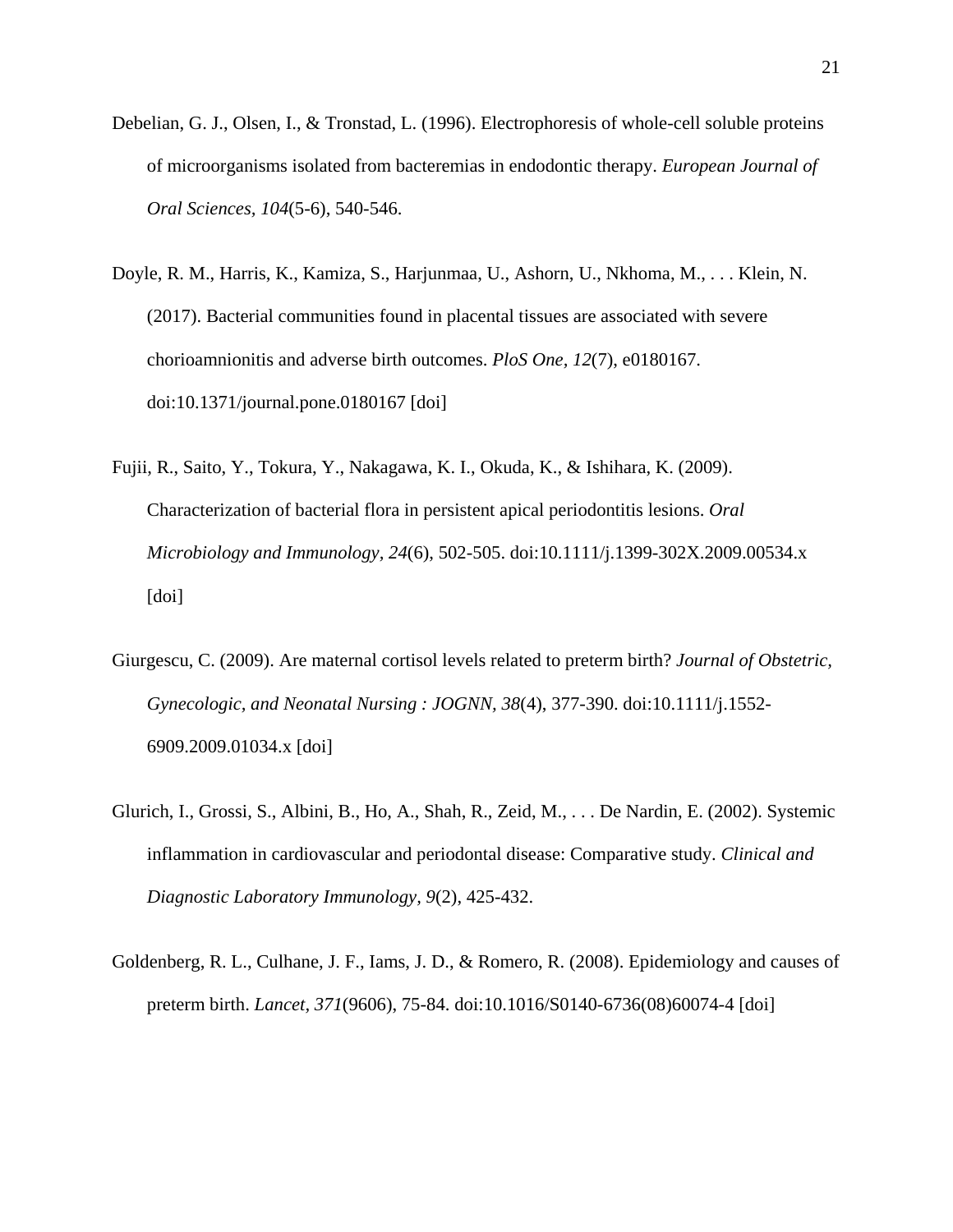Debelian, G. J., Olsen, I., & Tronstad, L. (1996). Electrophoresis of whole-cell soluble proteins of microorganisms isolated from bacteremias in endodontic therapy. *European Journal of Oral Sciences, 104*(5-6), 540-546.

Doyle, R. M., Harris, K., Kamiza, S., Harjunmaa, U., Ashorn, U., Nkhoma, M., . . . Klein, N. (2017). Bacterial communities found in placental tissues are associated with severe chorioamnionitis and adverse birth outcomes. *PloS One, 12*(7), e0180167. doi:10.1371/journal.pone.0180167 [doi]

Fujii, R., Saito, Y., Tokura, Y., Nakagawa, K. I., Okuda, K., & Ishihara, K. (2009). Characterization of bacterial flora in persistent apical periodontitis lesions. *Oral Microbiology and Immunology, 24*(6), 502-505. doi:10.1111/j.1399-302X.2009.00534.x [doi]

Giurgescu, C. (2009). Are maternal cortisol levels related to preterm birth? *Journal of Obstetric, Gynecologic, and Neonatal Nursing : JOGNN, 38*(4), 377-390. doi:10.1111/j.1552-6909.2009.01034.x [doi]

Glurich, I., Grossi, S., Albini, B., Ho, A., Shah, R., Zeid, M., . . . De Nardin, E. (2002). Systemic inflammation in cardiovascular and periodontal disease: Comparative study. *Clinical and Diagnostic Laboratory Immunology, 9*(2), 425-432.

Goldenberg, R. L., Culhane, J. F., Iams, J. D., & Romero, R. (2008). Epidemiology and causes of preterm birth. *Lancet, 371*(9606), 75-84. doi:10.1016/S0140-6736(08)60074-4 [doi]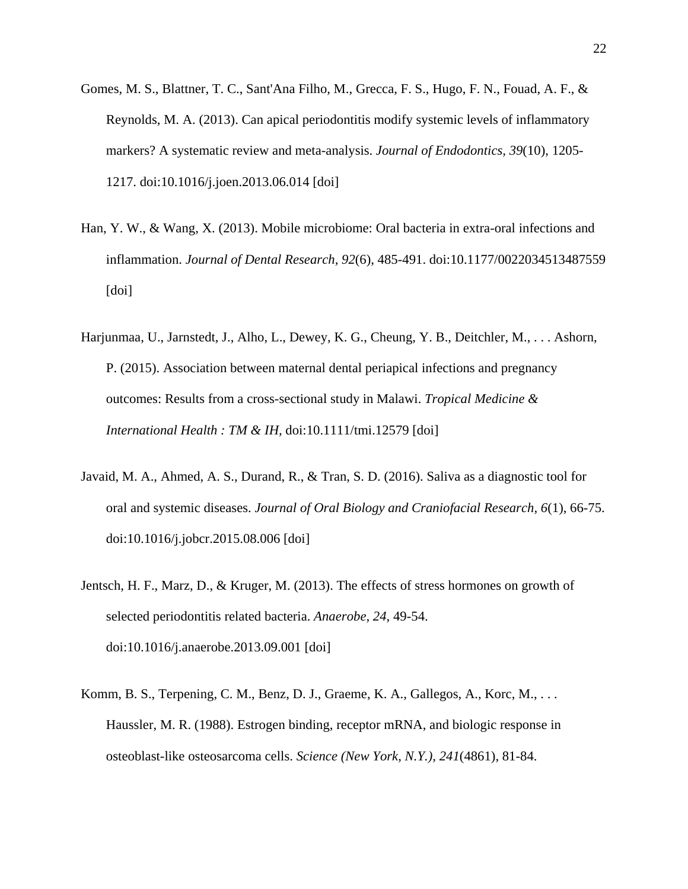Gomes, M. S., Blattner, T. C., Sant'Ana Filho, M., Grecca, F. S., Hugo, F. N., Fouad, A. F., & Reynolds, M. A. (2013). Can apical periodontitis modify systemic levels of inflammatory markers? A systematic review and meta-analysis. *Journal of Endodontics, 39*(10), 1205-1217. doi:10.1016/j.joen.2013.06.014 [doi]

Han, Y. W., & Wang, X. (2013). Mobile microbiome: Oral bacteria in extra-oral infections and inflammation. *Journal of Dental Research, 92*(6), 485-491. doi:10.1177/0022034513487559 [doi]

Harjunmaa, U., Jarnstedt, J., Alho, L., Dewey, K. G., Cheung, Y. B., Deitchler, M., . . . Ashorn, P. (2015). Association between maternal dental periapical infections and pregnancy outcomes: Results from a cross-sectional study in Malawi. *Tropical Medicine & International Health : TM & IH,* doi:10.1111/tmi.12579 [doi]

Javaid, M. A., Ahmed, A. S., Durand, R., & Tran, S. D. (2016). Saliva as a diagnostic tool for oral and systemic diseases. *Journal of Oral Biology and Craniofacial Research, 6*(1), 66-75. doi:10.1016/j.jobcr.2015.08.006 [doi]

Jentsch, H. F., Marz, D., & Kruger, M. (2013). The effects of stress hormones on growth of selected periodontitis related bacteria. *Anaerobe, 24*, 49-54. doi:10.1016/j.anaerobe.2013.09.001 [doi]

Komm, B. S., Terpening, C. M., Benz, D. J., Graeme, K. A., Gallegos, A., Korc, M., . . . Haussler, M. R. (1988). Estrogen binding, receptor mRNA, and biologic response in osteoblast-like osteosarcoma cells. *Science (New York, N.Y.), 241*(4861), 81-84.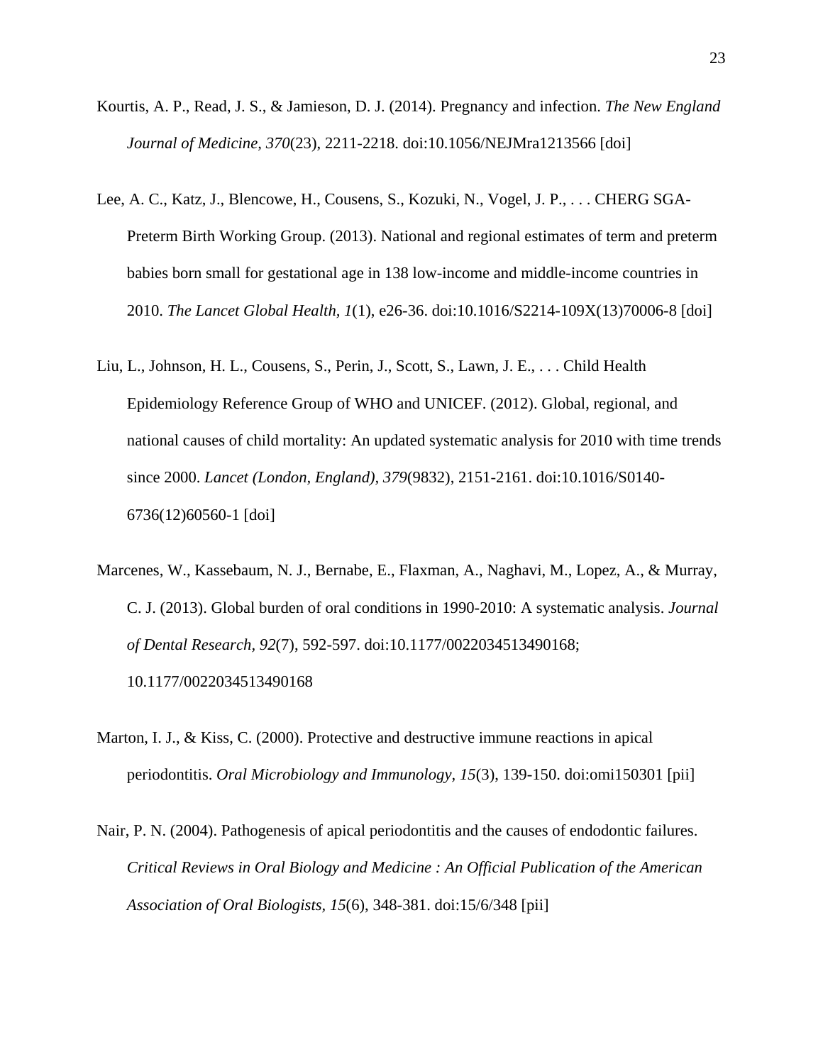Kourtis, A. P., Read, J. S., & Jamieson, D. J. (2014). Pregnancy and infection. *The New England Journal of Medicine, 370*(23), 2211-2218. doi:10.1056/NEJMra1213566 [doi]

Lee, A. C., Katz, J., Blencowe, H., Cousens, S., Kozuki, N., Vogel, J. P., . . . CHERG SGA-Preterm Birth Working Group. (2013). National and regional estimates of term and preterm babies born small for gestational age in 138 low-income and middle-income countries in 2010. *The Lancet Global Health, 1*(1), e26-36. doi:10.1016/S2214-109X(13)70006-8 [doi]

Liu, L., Johnson, H. L., Cousens, S., Perin, J., Scott, S., Lawn, J. E., . . . Child Health Epidemiology Reference Group of WHO and UNICEF. (2012). Global, regional, and national causes of child mortality: An updated systematic analysis for 2010 with time trends since 2000. *Lancet (London, England), 379*(9832), 2151-2161. doi:10.1016/S0140-6736(12)60560-1 [doi]

Marcenes, W., Kassebaum, N. J., Bernabe, E., Flaxman, A., Naghavi, M., Lopez, A., & Murray, C. J. (2013). Global burden of oral conditions in 1990-2010: A systematic analysis. *Journal of Dental Research, 92*(7), 592-597. doi:10.1177/0022034513490168; 10.1177/0022034513490168

Marton, I. J., & Kiss, C. (2000). Protective and destructive immune reactions in apical periodontitis. *Oral Microbiology and Immunology, 15*(3), 139-150. doi:omi150301 [pii]

Nair, P. N. (2004). Pathogenesis of apical periodontitis and the causes of endodontic failures. *Critical Reviews in Oral Biology and Medicine : An Official Publication of the American Association of Oral Biologists, 15*(6), 348-381. doi:15/6/348 [pii]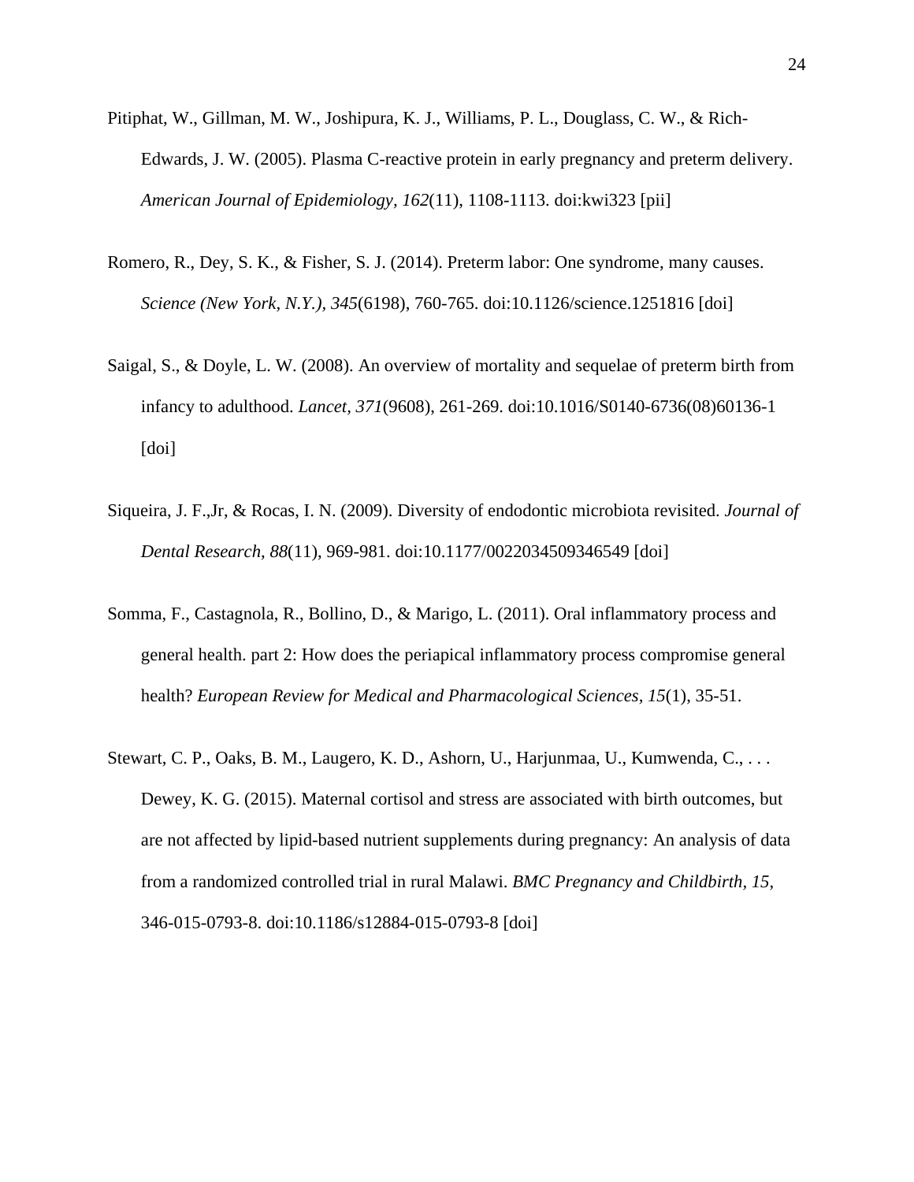Pitiphat, W., Gillman, M. W., Joshipura, K. J., Williams, P. L., Douglass, C. W., & Rich-Edwards, J. W. (2005). Plasma C-reactive protein in early pregnancy and preterm delivery. *American Journal of Epidemiology, 162*(11), 1108-1113. doi:kwi323 [pii]

Romero, R., Dey, S. K., & Fisher, S. J. (2014). Preterm labor: One syndrome, many causes. *Science (New York, N.Y.), 345*(6198), 760-765. doi:10.1126/science.1251816 [doi]

Saigal, S., & Doyle, L. W. (2008). An overview of mortality and sequelae of preterm birth from infancy to adulthood. *Lancet, 371*(9608), 261-269. doi:10.1016/S0140-6736(08)60136-1 [doi]

Siqueira, J. F.,Jr, & Rocas, I. N. (2009). Diversity of endodontic microbiota revisited. *Journal of Dental Research, 88*(11), 969-981. doi:10.1177/0022034509346549 [doi]

Somma, F., Castagnola, R., Bollino, D., & Marigo, L. (2011). Oral inflammatory process and general health. part 2: How does the periapical inflammatory process compromise general health? *European Review for Medical and Pharmacological Sciences, 15*(1), 35-51.

Stewart, C. P., Oaks, B. M., Laugero, K. D., Ashorn, U., Harjunmaa, U., Kumwenda, C., . . . Dewey, K. G. (2015). Maternal cortisol and stress are associated with birth outcomes, but are not affected by lipid-based nutrient supplements during pregnancy: An analysis of data from a randomized controlled trial in rural Malawi. *BMC Pregnancy and Childbirth, 15*, 346-015-0793-8. doi:10.1186/s12884-015-0793-8 [doi]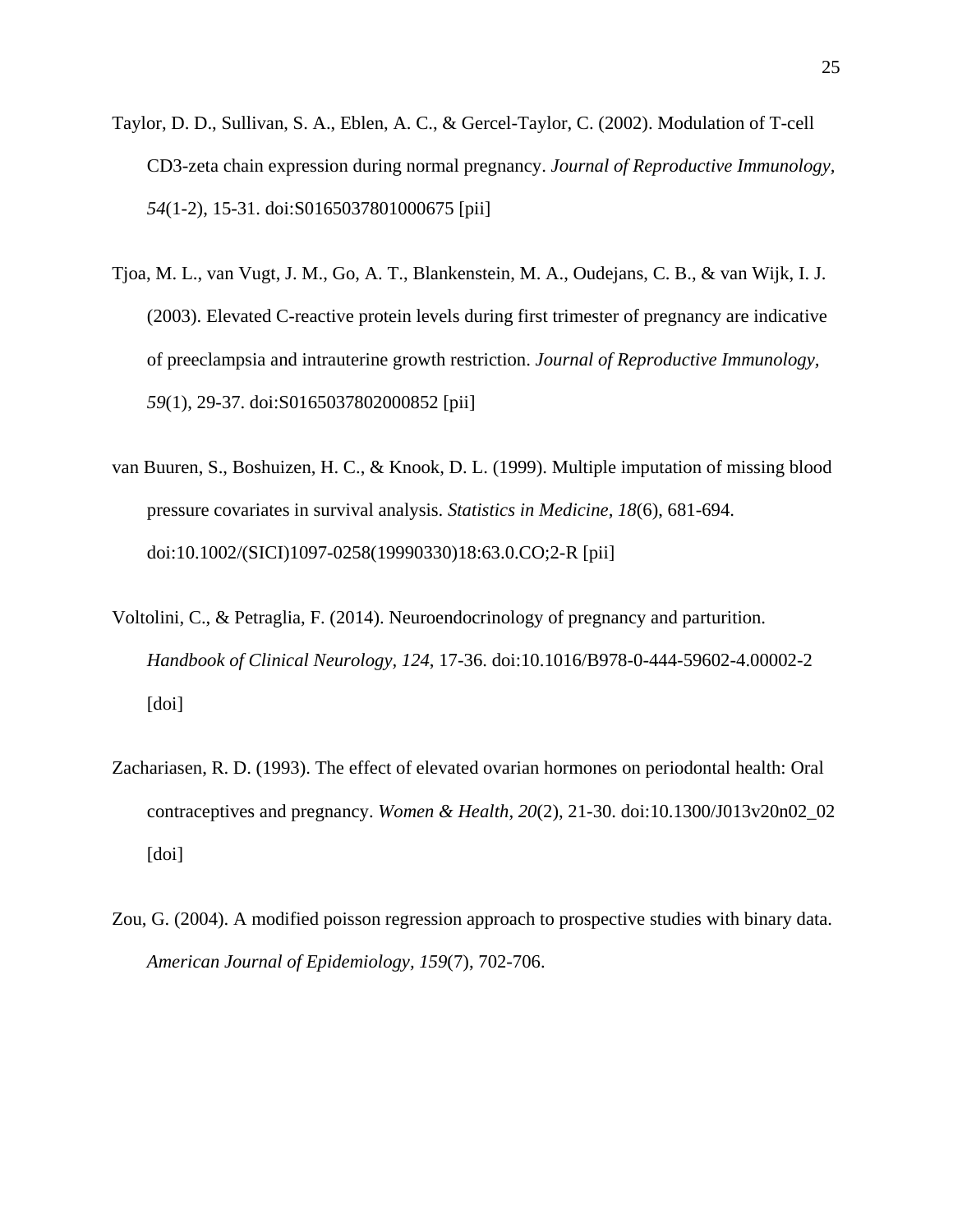Taylor, D. D., Sullivan, S. A., Eblen, A. C., & Gercel-Taylor, C. (2002). Modulation of T-cell CD3-zeta chain expression during normal pregnancy. *Journal of Reproductive Immunology, 54*(1-2), 15-31. doi:S0165037801000675 [pii]

Tjoa, M. L., van Vugt, J. M., Go, A. T., Blankenstein, M. A., Oudejans, C. B., & van Wijk, I. J. (2003). Elevated C-reactive protein levels during first trimester of pregnancy are indicative of preeclampsia and intrauterine growth restriction. *Journal of Reproductive Immunology, 59*(1), 29-37. doi:S0165037802000852 [pii]

van Buuren, S., Boshuizen, H. C., & Knook, D. L. (1999). Multiple imputation of missing blood pressure covariates in survival analysis. *Statistics in Medicine, 18*(6), 681-694. doi:10.1002/(SICI)1097-0258(19990330)18:63.0.CO;2-R [pii]

Voltolini, C., & Petraglia, F. (2014). Neuroendocrinology of pregnancy and parturition. *Handbook of Clinical Neurology, 124*, 17-36. doi:10.1016/B978-0-444-59602-4.00002-2 [doi]

Zachariasen, R. D. (1993). The effect of elevated ovarian hormones on periodontal health: Oral contraceptives and pregnancy. *Women & Health, 20*(2), 21-30. doi:10.1300/J013v20n02_02 [doi]

Zou, G. (2004). A modified poisson regression approach to prospective studies with binary data. *American Journal of Epidemiology, 159*(7), 702-706.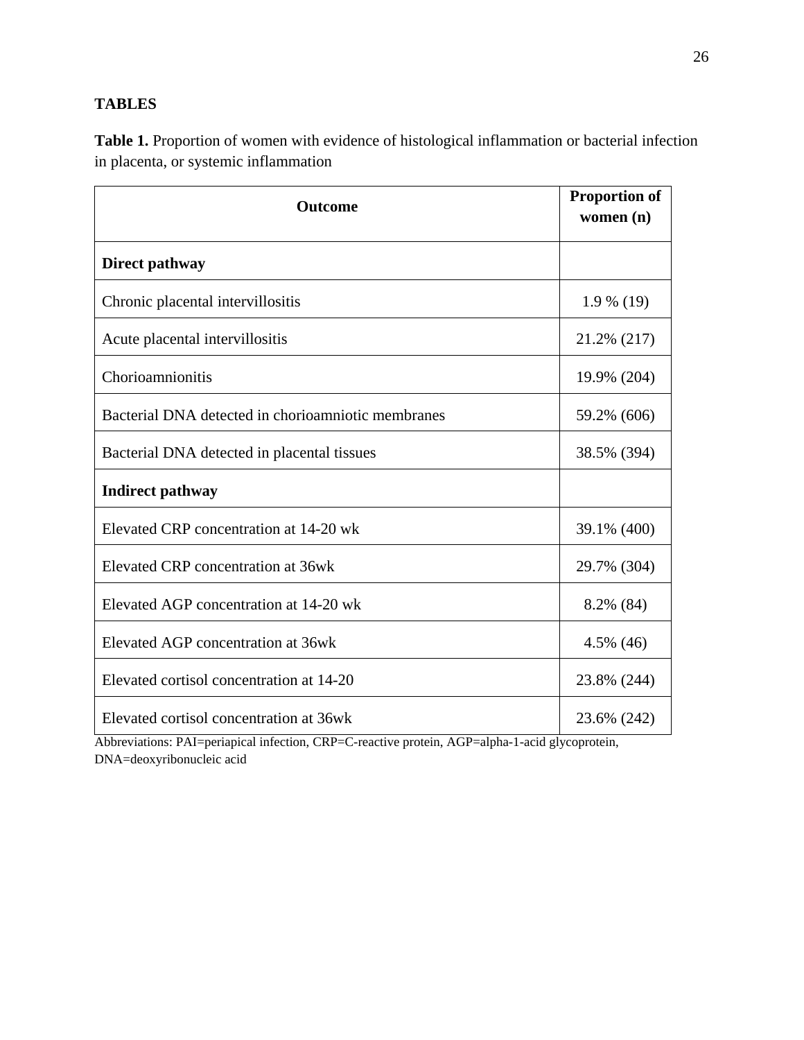## TABLES

**Table 1.** Proportion of women with evidence of histological inflammation or bacterial infection in placenta, or systemic inflammation

| Outcome | Proportion of women (n) |
|---|---|
| **Direct pathway** | |
| Chronic placental intervillositis | 1.9 % (19) |
| Acute placental intervillositis | 21.2% (217) |
| Chorioamnionitis | 19.9% (204) |
| Bacterial DNA detected in chorioamniotic membranes | 59.2% (606) |
| Bacterial DNA detected in placental tissues | 38.5% (394) |
| **Indirect pathway** | |
| Elevated CRP concentration at 14-20 wk | 39.1% (400) |
| Elevated CRP concentration at 36wk | 29.7% (304) |
| Elevated AGP concentration at 14-20 wk | 8.2% (84) |
| Elevated AGP concentration at 36wk | 4.5% (46) |
| Elevated cortisol concentration at 14-20 | 23.8% (244) |
| Elevated cortisol concentration at 36wk | 23.6% (242) |

Abbreviations: PAI=periapical infection, CRP=C-reactive protein, AGP=alpha-1-acid glycoprotein, DNA=deoxyribonucleic acid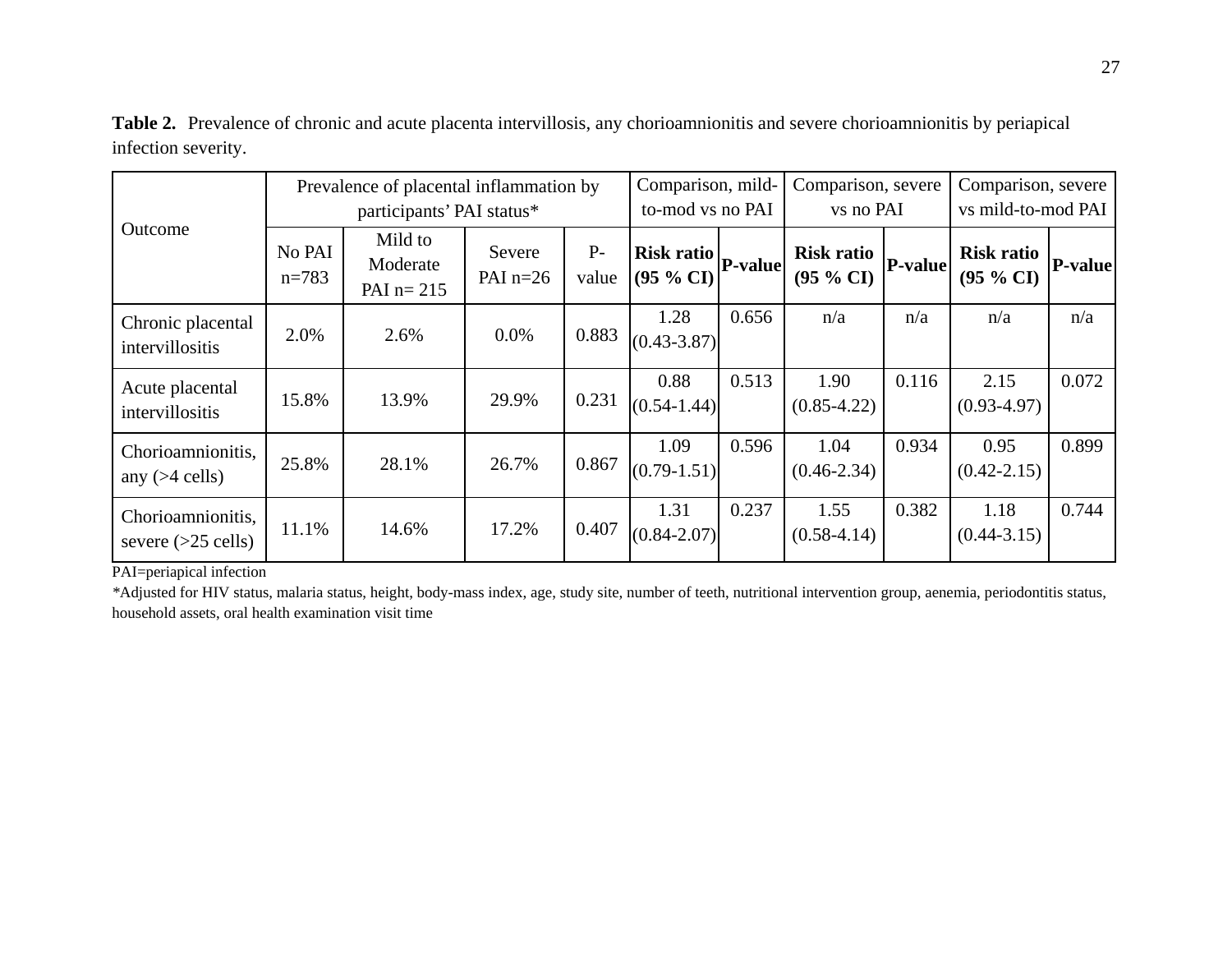**Table 2.** Prevalence of chronic and acute placenta intervillosis, any chorioamnionitis and severe chorioamnionitis by periapical infection severity.

| Outcome | Prevalence of placental inflammation by participants' PAI status* | | | | Comparison, mild-to-mod vs no PAI | | Comparison, severe vs no PAI | | Comparison, severe vs mild-to-mod PAI | |
|---|---|---|---|---|---|---|---|---|---|---|
| | No PAI n=783 | Mild to Moderate PAI n= 215 | Severe PAI n=26 | P-value | **Risk ratio (95 % CI)** | **P-value** | **Risk ratio (95 % CI)** | **P-value** | **Risk ratio (95 % CI)** | **P-value** |
| Chronic placental intervillositis | 2.0% | 2.6% | 0.0% | 0.883 | 1.28 (0.43-3.87) | 0.656 | n/a | n/a | n/a | n/a |
| Acute placental intervillositis | 15.8% | 13.9% | 29.9% | 0.231 | 0.88 (0.54-1.44) | 0.513 | 1.90 (0.85-4.22) | 0.116 | 2.15 (0.93-4.97) | 0.072 |
| Chorioamnionitis, any (>4 cells) | 25.8% | 28.1% | 26.7% | 0.867 | 1.09 (0.79-1.51) | 0.596 | 1.04 (0.46-2.34) | 0.934 | 0.95 (0.42-2.15) | 0.899 |
| Chorioamnionitis, severe (>25 cells) | 11.1% | 14.6% | 17.2% | 0.407 | 1.31 (0.84-2.07) | 0.237 | 1.55 (0.58-4.14) | 0.382 | 1.18 (0.44-3.15) | 0.744 |

PAI=periapical infection

*Adjusted for HIV status, malaria status, height, body-mass index, age, study site, number of teeth, nutritional intervention group, aenemia, periodontitis status, household assets, oral health examination visit time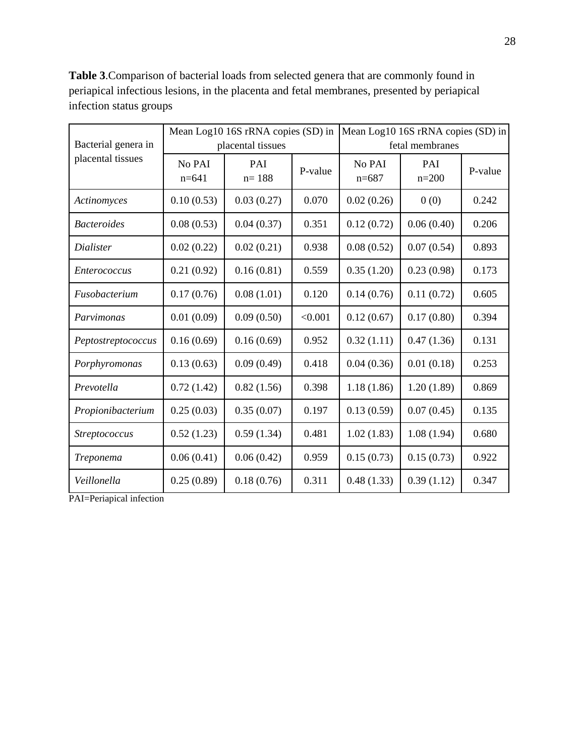**Table 3**.Comparison of bacterial loads from selected genera that are commonly found in periapical infectious lesions, in the placenta and fetal membranes, presented by periapical infection status groups

| Bacterial genera in placental tissues | Mean Log10 16S rRNA copies (SD) in placental tissues | | | Mean Log10 16S rRNA copies (SD) in fetal membranes | | |
|---|---|---|---|---|---|---|
| | No PAI n=641 | PAI n= 188 | P-value | No PAI n=687 | PAI n=200 | P-value |
| *Actinomyces* | 0.10 (0.53) | 0.03 (0.27) | 0.070 | 0.02 (0.26) | 0 (0) | 0.242 |
| *Bacteroides* | 0.08 (0.53) | 0.04 (0.37) | 0.351 | 0.12 (0.72) | 0.06 (0.40) | 0.206 |
| *Dialister* | 0.02 (0.22) | 0.02 (0.21) | 0.938 | 0.08 (0.52) | 0.07 (0.54) | 0.893 |
| *Enterococcus* | 0.21 (0.92) | 0.16 (0.81) | 0.559 | 0.35 (1.20) | 0.23 (0.98) | 0.173 |
| *Fusobacterium* | 0.17 (0.76) | 0.08 (1.01) | 0.120 | 0.14 (0.76) | 0.11 (0.72) | 0.605 |
| *Parvimonas* | 0.01 (0.09) | 0.09 (0.50) | <0.001 | 0.12 (0.67) | 0.17 (0.80) | 0.394 |
| *Peptostreptococcus* | 0.16 (0.69) | 0.16 (0.69) | 0.952 | 0.32 (1.11) | 0.47 (1.36) | 0.131 |
| *Porphyromonas* | 0.13 (0.63) | 0.09 (0.49) | 0.418 | 0.04 (0.36) | 0.01 (0.18) | 0.253 |
| *Prevotella* | 0.72 (1.42) | 0.82 (1.56) | 0.398 | 1.18 (1.86) | 1.20 (1.89) | 0.869 |
| *Propionibacterium* | 0.25 (0.03) | 0.35 (0.07) | 0.197 | 0.13 (0.59) | 0.07 (0.45) | 0.135 |
| *Streptococcus* | 0.52 (1.23) | 0.59 (1.34) | 0.481 | 1.02 (1.83) | 1.08 (1.94) | 0.680 |
| *Treponema* | 0.06 (0.41) | 0.06 (0.42) | 0.959 | 0.15 (0.73) | 0.15 (0.73) | 0.922 |
| *Veillonella* | 0.25 (0.89) | 0.18 (0.76) | 0.311 | 0.48 (1.33) | 0.39 (1.12) | 0.347 |

PAI=Periapical infection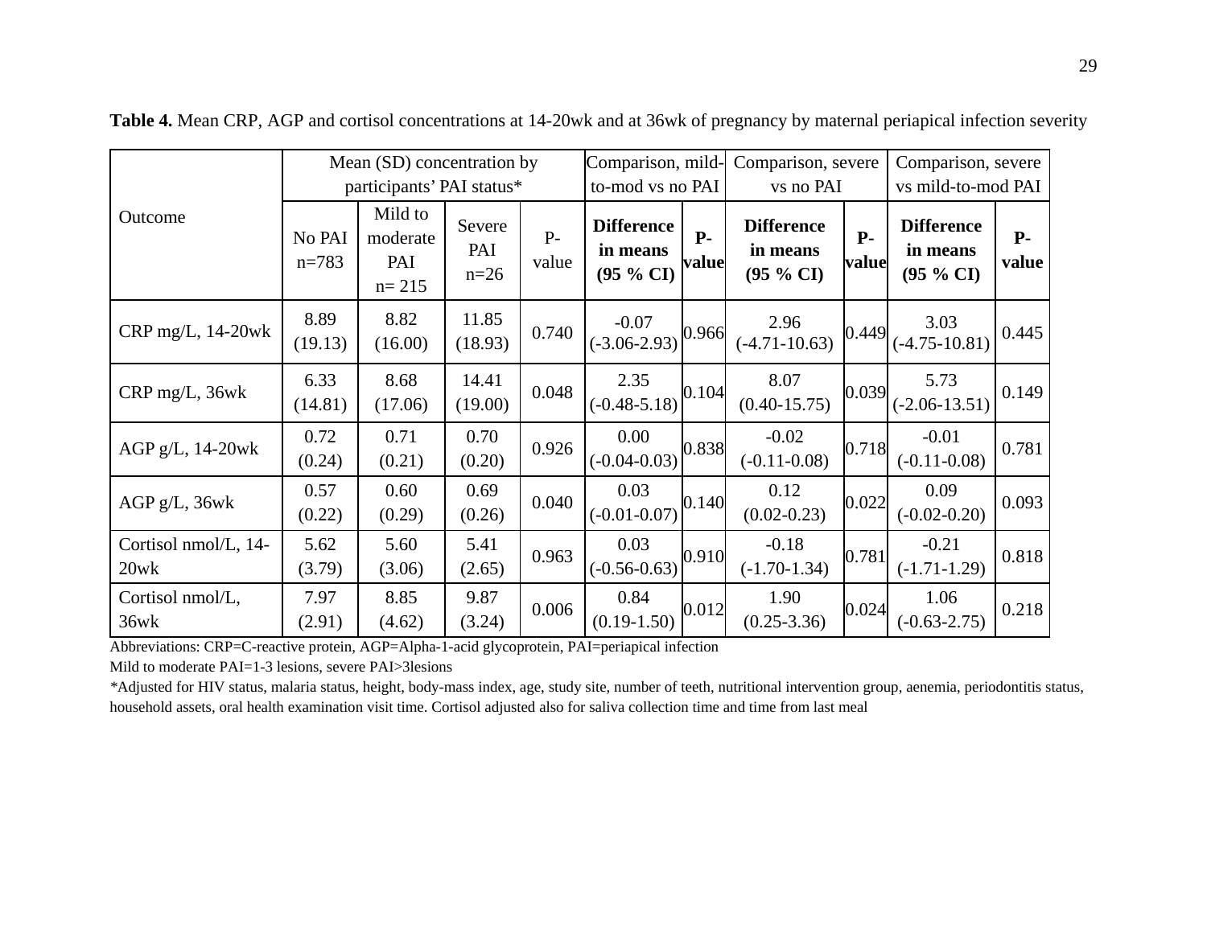**Table 4.** Mean CRP, AGP and cortisol concentrations at 14-20wk and at 36wk of pregnancy by maternal periapical infection severity

| Outcome | Mean (SD) concentration by participants' PAI status* | | | | Comparison, mild-to-mod vs no PAI | | Comparison, severe vs no PAI | | Comparison, severe vs mild-to-mod PAI | |
|---|---|---|---|---|---|---|---|---|---|---|
| | No PAI n=783 | Mild to moderate PAI n= 215 | Severe PAI n=26 | P-value | **Difference in means (95 % CI)** | **P-value** | **Difference in means (95 % CI)** | **P-value** | **Difference in means (95 % CI)** | **P-value** |
| CRP mg/L, 14-20wk | 8.89 (19.13) | 8.82 (16.00) | 11.85 (18.93) | 0.740 | -0.07 (-3.06-2.93) | 0.966 | 2.96 (-4.71-10.63) | 0.449 | 3.03 (-4.75-10.81) | 0.445 |
| CRP mg/L, 36wk | 6.33 (14.81) | 8.68 (17.06) | 14.41 (19.00) | 0.048 | 2.35 (-0.48-5.18) | 0.104 | 8.07 (0.40-15.75) | 0.039 | 5.73 (-2.06-13.51) | 0.149 |
| AGP g/L, 14-20wk | 0.72 (0.24) | 0.71 (0.21) | 0.70 (0.20) | 0.926 | 0.00 (-0.04-0.03) | 0.838 | -0.02 (-0.11-0.08) | 0.718 | -0.01 (-0.11-0.08) | 0.781 |
| AGP g/L, 36wk | 0.57 (0.22) | 0.60 (0.29) | 0.69 (0.26) | 0.040 | 0.03 (-0.01-0.07) | 0.140 | 0.12 (0.02-0.23) | 0.022 | 0.09 (-0.02-0.20) | 0.093 |
| Cortisol nmol/L, 14-20wk | 5.62 (3.79) | 5.60 (3.06) | 5.41 (2.65) | 0.963 | 0.03 (-0.56-0.63) | 0.910 | -0.18 (-1.70-1.34) | 0.781 | -0.21 (-1.71-1.29) | 0.818 |
| Cortisol nmol/L, 36wk | 7.97 (2.91) | 8.85 (4.62) | 9.87 (3.24) | 0.006 | 0.84 (0.19-1.50) | 0.012 | 1.90 (0.25-3.36) | 0.024 | 1.06 (-0.63-2.75) | 0.218 |

Abbreviations: CRP=C-reactive protein, AGP=Alpha-1-acid glycoprotein, PAI=periapical infection

Mild to moderate PAI=1-3 lesions, severe PAI>3lesions

*Adjusted for HIV status, malaria status, height, body-mass index, age, study site, number of teeth, nutritional intervention group, aenemia, periodontitis status, household assets, oral health examination visit time. Cortisol adjusted also for saliva collection time and time from last meal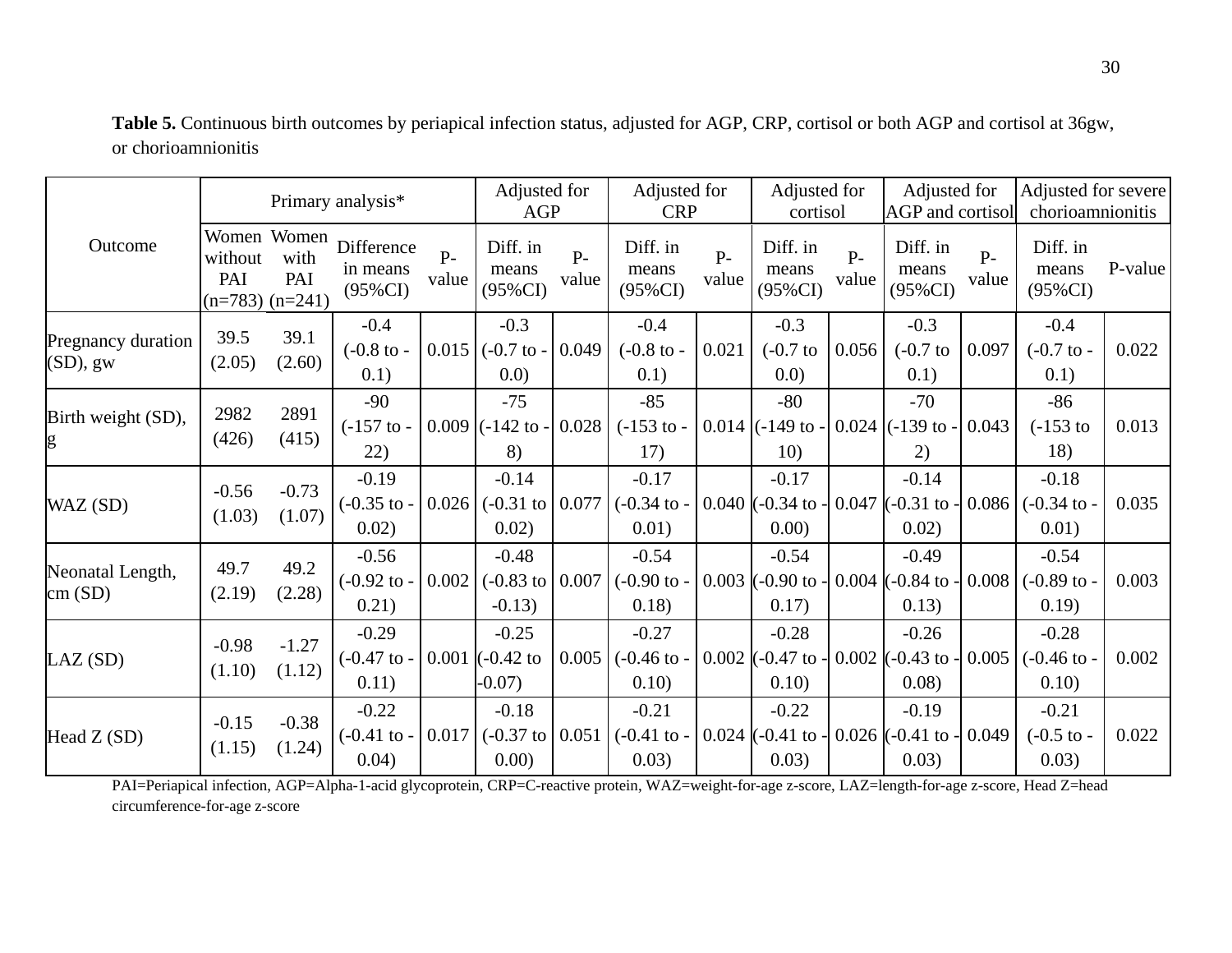**Table 5.** Continuous birth outcomes by periapical infection status, adjusted for AGP, CRP, cortisol or both AGP and cortisol at 36gw, or chorioamnionitis

| Outcome | Primary analysis* | | | | Adjusted for AGP | | Adjusted for CRP | | Adjusted for cortisol | | Adjusted for AGP and cortisol | | Adjusted for severe chorioamnionitis | |
|---|---|---|---|---|---|---|---|---|---|---|---|---|---|---|
| | Women without PAI (n=783) | Women with PAI (n=241) | Difference in means (95%CI) | P-value | Diff. in means (95%CI) | P-value | Diff. in means (95%CI) | P-value | Diff. in means (95%CI) | P-value | Diff. in means (95%CI) | P-value | Diff. in means (95%CI) | P-value |
| Pregnancy duration (SD), gw | 39.5 (2.05) | 39.1 (2.60) | -0.4 (-0.8 to -0.1) | 0.015 | -0.3 (-0.7 to -0.0) | 0.049 | -0.4 (-0.8 to -0.1) | 0.021 | -0.3 (-0.7 to 0.0) | 0.056 | -0.3 (-0.7 to 0.1) | 0.097 | -0.4 (-0.7 to -0.1) | 0.022 |
| Birth weight (SD), g | 2982 (426) | 2891 (415) | -90 (-157 to -22) | 0.009 | -75 (-142 to -8) | 0.028 | -85 (-153 to -17) | 0.014 | -80 (-149 to -10) | 0.024 | -70 (-139 to -2) | 0.043 | -86 (-153 to 18) | 0.013 |
| WAZ (SD) | -0.56 (1.03) | -0.73 (1.07) | -0.19 (-0.35 to -0.02) | 0.026 | -0.14 (-0.31 to 0.02) | 0.077 | -0.17 (-0.34 to -0.01) | 0.040 | -0.17 (-0.34 to -0.00) | 0.047 | -0.14 (-0.31 to -0.02) | 0.086 | -0.18 (-0.34 to -0.01) | 0.035 |
| Neonatal Length, cm (SD) | 49.7 (2.19) | 49.2 (2.28) | -0.56 (-0.92 to -0.21) | 0.002 | -0.48 (-0.83 to -0.13) | 0.007 | -0.54 (-0.90 to -0.18) | 0.003 | -0.54 (-0.90 to -0.17) | 0.004 | -0.49 (-0.84 to -0.13) | 0.008 | -0.54 (-0.89 to -0.19) | 0.003 |
| LAZ (SD) | -0.98 (1.10) | -1.27 (1.12) | -0.29 (-0.47 to -0.11) | 0.001 | -0.25 (-0.42 to -0.07) | 0.005 | -0.27 (-0.46 to -0.10) | 0.002 | -0.28 (-0.47 to -0.10) | 0.002 | -0.26 (-0.43 to -0.08) | 0.005 | -0.28 (-0.46 to -0.10) | 0.002 |
| Head Z (SD) | -0.15 (1.15) | -0.38 (1.24) | -0.22 (-0.41 to -0.04) | 0.017 | -0.18 (-0.37 to 0.00) | 0.051 | -0.21 (-0.41 to -0.03) | 0.024 | -0.22 (-0.41 to -0.03) | 0.026 | -0.19 (-0.41 to -0.03) | 0.049 | -0.21 (-0.5 to -0.03) | 0.022 |

PAI=Periapical infection, AGP=Alpha-1-acid glycoprotein, CRP=C-reactive protein, WAZ=weight-for-age z-score, LAZ=length-for-age z-score, Head Z=head circumference-for-age z-score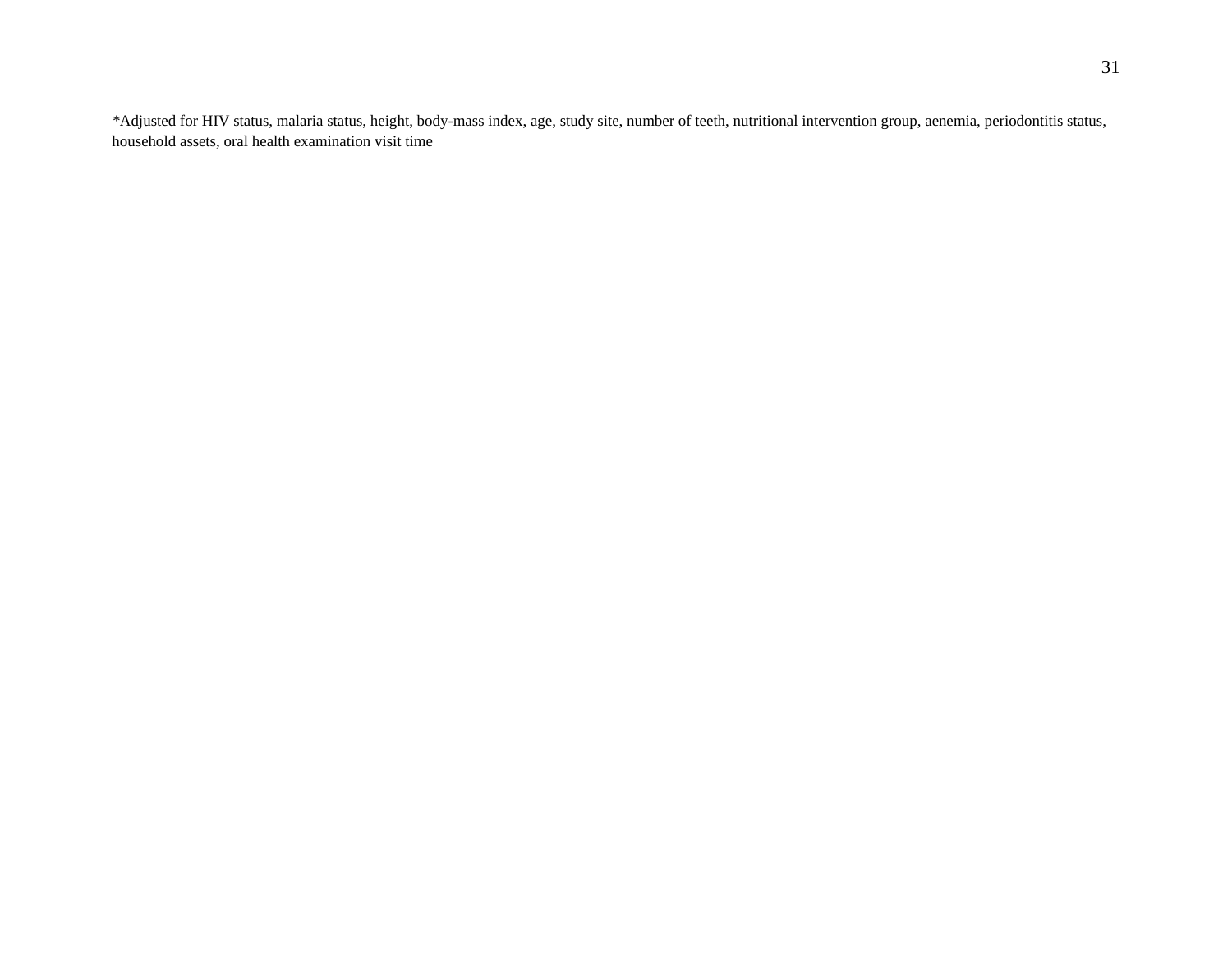*Adjusted for HIV status, malaria status, height, body-mass index, age, study site, number of teeth, nutritional intervention group, aenemia, periodontitis status, household assets, oral health examination visit time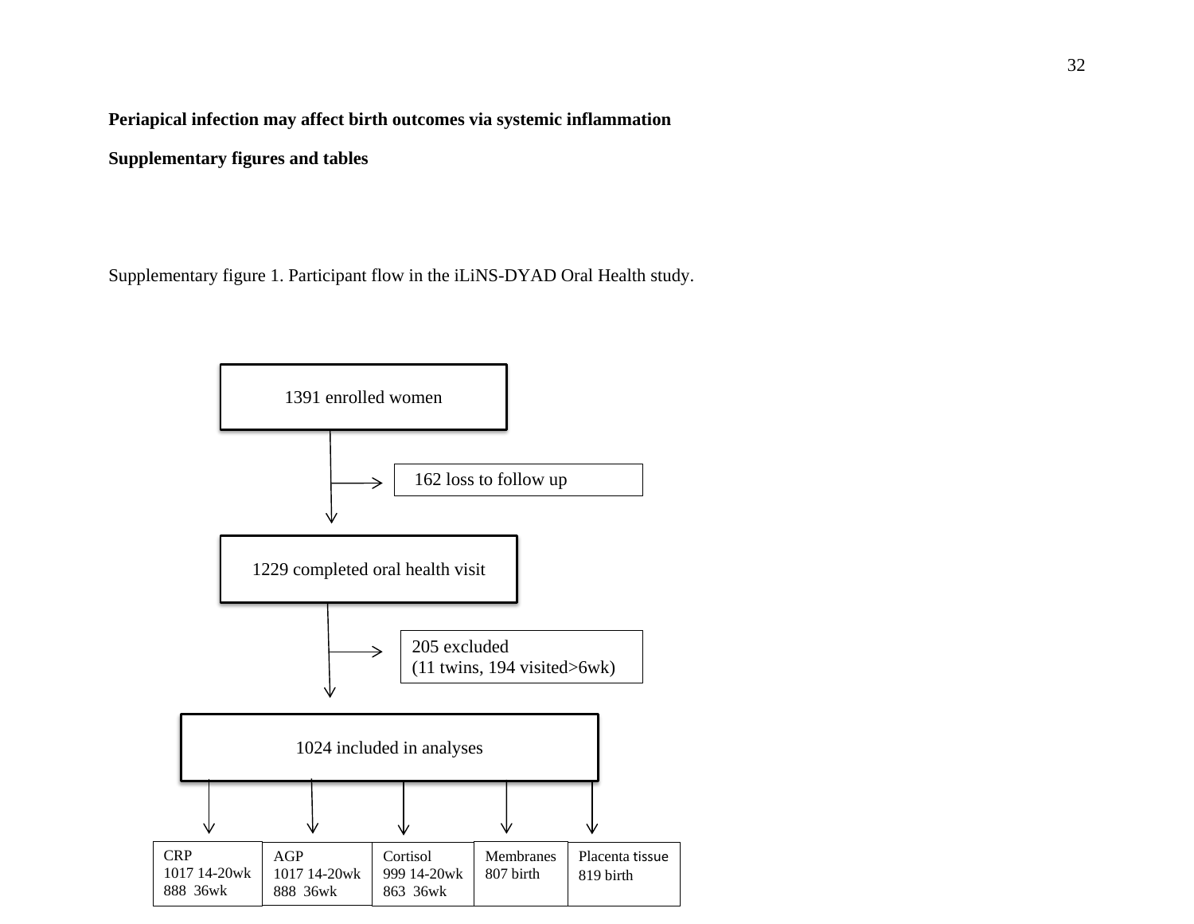**Periapical infection may affect birth outcomes via systemic inflammation**

**Supplementary figures and tables**

Supplementary figure 1. Participant flow in the iLiNS-DYAD Oral Health study.

1391 enrolled women

→ 162 loss to follow up

1229 completed oral health visit

→ 205 excluded (11 twins, 194 visited>6wk)

1024 included in analyses

| CRP | AGP | Cortisol | Membranes | Placenta tissue |
|---|---|---|---|---|
| 1017 14-20wk | 1017 14-20wk | 999 14-20wk | 807 birth | 819 birth |
| 888 36wk | 888 36wk | 863 36wk | | |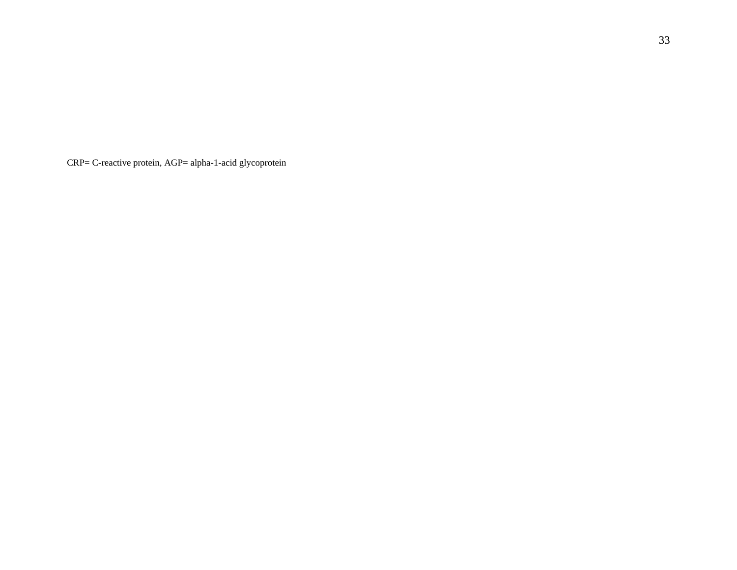CRP= C-reactive protein, AGP= alpha-1-acid glycoprotein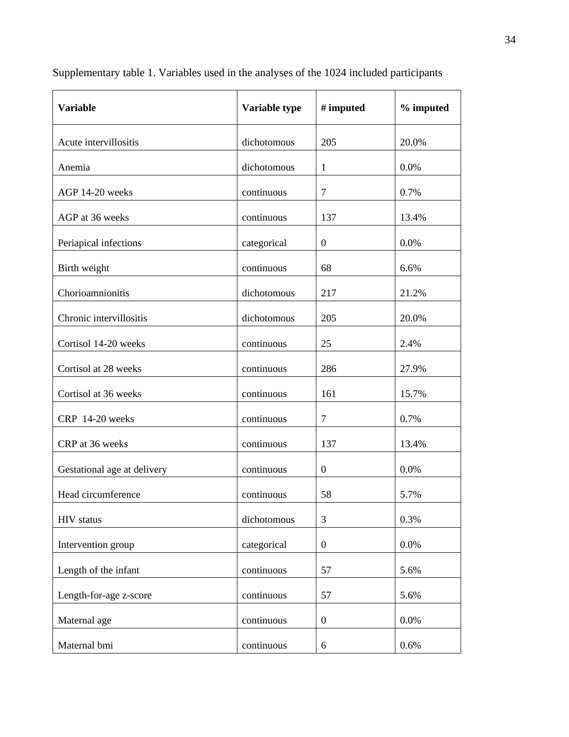Supplementary table 1. Variables used in the analyses of the 1024 included participants

| Variable | Variable type | # imputed | % imputed |
|---|---|---|---|
| Acute intervillositis | dichotomous | 205 | 20.0% |
| Anemia | dichotomous | 1 | 0.0% |
| AGP 14-20 weeks | continuous | 7 | 0.7% |
| AGP at 36 weeks | continuous | 137 | 13.4% |
| Periapical infections | categorical | 0 | 0.0% |
| Birth weight | continuous | 68 | 6.6% |
| Chorioamnionitis | dichotomous | 217 | 21.2% |
| Chronic intervillositis | dichotomous | 205 | 20.0% |
| Cortisol 14-20 weeks | continuous | 25 | 2.4% |
| Cortisol at 28 weeks | continuous | 286 | 27.9% |
| Cortisol at 36 weeks | continuous | 161 | 15.7% |
| CRP 14-20 weeks | continuous | 7 | 0.7% |
| CRP at 36 weeks | continuous | 137 | 13.4% |
| Gestational age at delivery | continuous | 0 | 0.0% |
| Head circumference | continuous | 58 | 5.7% |
| HIV status | dichotomous | 3 | 0.3% |
| Intervention group | categorical | 0 | 0.0% |
| Length of the infant | continuous | 57 | 5.6% |
| Length-for-age z-score | continuous | 57 | 5.6% |
| Maternal age | continuous | 0 | 0.0% |
| Maternal bmi | continuous | 6 | 0.6% |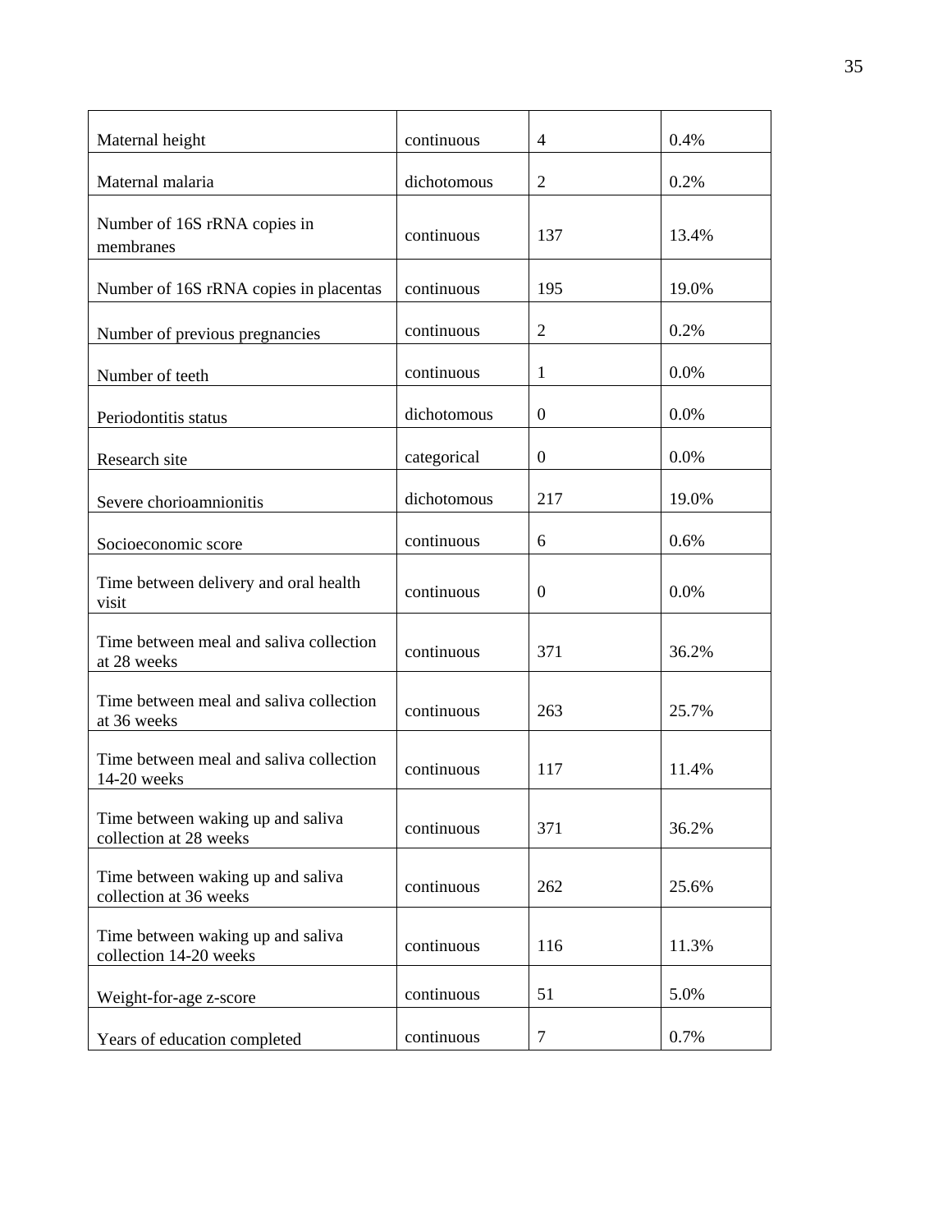| Maternal height | continuous | 4 | 0.4% |
|---|---|---|---|
| Maternal malaria | dichotomous | 2 | 0.2% |
| Number of 16S rRNA copies in membranes | continuous | 137 | 13.4% |
| Number of 16S rRNA copies in placentas | continuous | 195 | 19.0% |
| Number of previous pregnancies | continuous | 2 | 0.2% |
| Number of teeth | continuous | 1 | 0.0% |
| Periodontitis status | dichotomous | 0 | 0.0% |
| Research site | categorical | 0 | 0.0% |
| Severe chorioamnionitis | dichotomous | 217 | 19.0% |
| Socioeconomic score | continuous | 6 | 0.6% |
| Time between delivery and oral health visit | continuous | 0 | 0.0% |
| Time between meal and saliva collection at 28 weeks | continuous | 371 | 36.2% |
| Time between meal and saliva collection at 36 weeks | continuous | 263 | 25.7% |
| Time between meal and saliva collection 14-20 weeks | continuous | 117 | 11.4% |
| Time between waking up and saliva collection at 28 weeks | continuous | 371 | 36.2% |
| Time between waking up and saliva collection at 36 weeks | continuous | 262 | 25.6% |
| Time between waking up and saliva collection 14-20 weeks | continuous | 116 | 11.3% |
| Weight-for-age z-score | continuous | 51 | 5.0% |
| Years of education completed | continuous | 7 | 0.7% |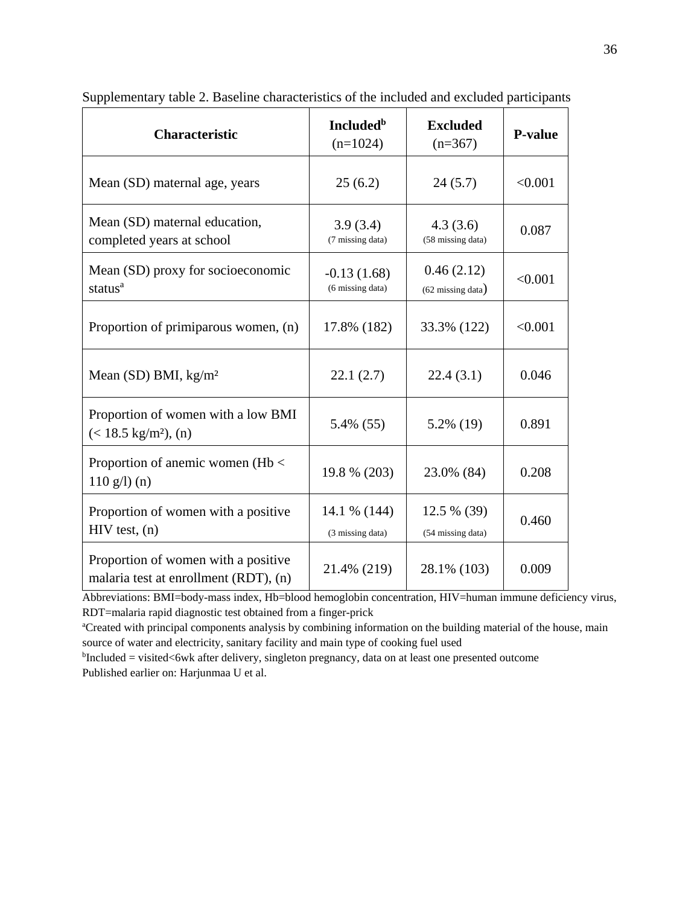Supplementary table 2. Baseline characteristics of the included and excluded participants

| Characteristic | Included[b] (n=1024) | Excluded (n=367) | P-value |
|---|---|---|---|
| Mean (SD) maternal age, years | 25 (6.2) | 24 (5.7) | <0.001 |
| Mean (SD) maternal education, completed years at school | 3.9 (3.4) (7 missing data) | 4.3 (3.6) (58 missing data) | 0.087 |
| Mean (SD) proxy for socioeconomic status[a] | -0.13 (1.68) (6 missing data) | 0.46 (2.12) (62 missing data) | <0.001 |
| Proportion of primiparous women, (n) | 17.8% (182) | 33.3% (122) | <0.001 |
| Mean (SD) BMI, kg/m² | 22.1 (2.7) | 22.4 (3.1) | 0.046 |
| Proportion of women with a low BMI (< 18.5 kg/m²), (n) | 5.4% (55) | 5.2% (19) | 0.891 |
| Proportion of anemic women (Hb < 110 g/l) (n) | 19.8 % (203) | 23.0% (84) | 0.208 |
| Proportion of women with a positive HIV test, (n) | 14.1 % (144) (3 missing data) | 12.5 % (39) (54 missing data) | 0.460 |
| Proportion of women with a positive malaria test at enrollment (RDT), (n) | 21.4% (219) | 28.1% (103) | 0.009 |

Abbreviations: BMI=body-mass index, Hb=blood hemoglobin concentration, HIV=human immune deficiency virus, RDT=malaria rapid diagnostic test obtained from a finger-prick

[a]Created with principal components analysis by combining information on the building material of the house, main source of water and electricity, sanitary facility and main type of cooking fuel used

[b]Included = visited<6wk after delivery, singleton pregnancy, data on at least one presented outcome

Published earlier on: Harjunmaa U et al.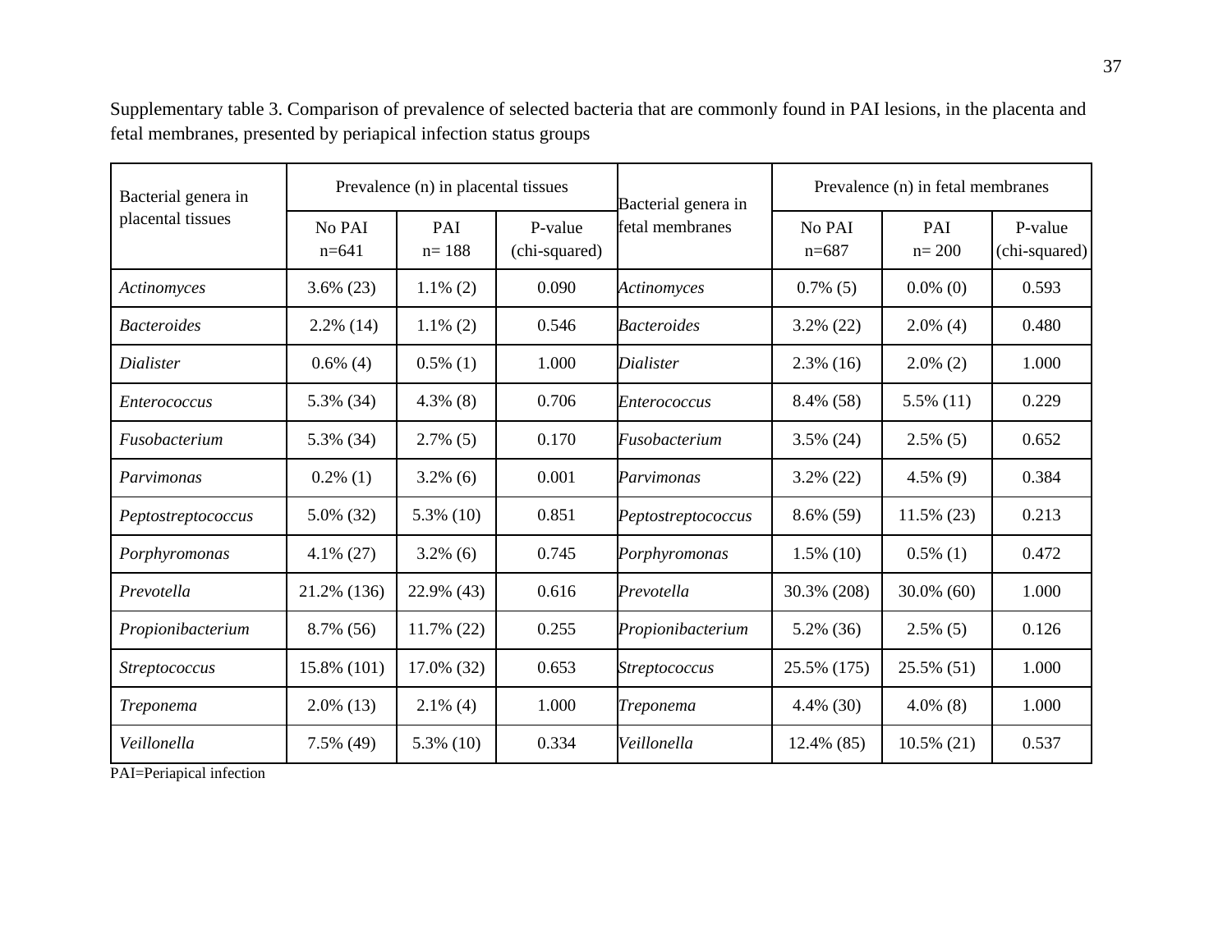Supplementary table 3. Comparison of prevalence of selected bacteria that are commonly found in PAI lesions, in the placenta and fetal membranes, presented by periapical infection status groups

| Bacterial genera in placental tissues | Prevalence (n) in placental tissues | | | Bacterial genera in fetal membranes | Prevalence (n) in fetal membranes | | |
|---|---|---|---|---|---|---|---|
| | No PAI n=641 | PAI n= 188 | P-value (chi-squared) | | No PAI n=687 | PAI n= 200 | P-value (chi-squared) |
| *Actinomyces* | 3.6% (23) | 1.1% (2) | 0.090 | *Actinomyces* | 0.7% (5) | 0.0% (0) | 0.593 |
| *Bacteroides* | 2.2% (14) | 1.1% (2) | 0.546 | *Bacteroides* | 3.2% (22) | 2.0% (4) | 0.480 |
| *Dialister* | 0.6% (4) | 0.5% (1) | 1.000 | *Dialister* | 2.3% (16) | 2.0% (2) | 1.000 |
| *Enterococcus* | 5.3% (34) | 4.3% (8) | 0.706 | *Enterococcus* | 8.4% (58) | 5.5% (11) | 0.229 |
| *Fusobacterium* | 5.3% (34) | 2.7% (5) | 0.170 | *Fusobacterium* | 3.5% (24) | 2.5% (5) | 0.652 |
| *Parvimonas* | 0.2% (1) | 3.2% (6) | 0.001 | *Parvimonas* | 3.2% (22) | 4.5% (9) | 0.384 |
| *Peptostreptococcus* | 5.0% (32) | 5.3% (10) | 0.851 | *Peptostreptococcus* | 8.6% (59) | 11.5% (23) | 0.213 |
| *Porphyromonas* | 4.1% (27) | 3.2% (6) | 0.745 | *Porphyromonas* | 1.5% (10) | 0.5% (1) | 0.472 |
| *Prevotella* | 21.2% (136) | 22.9% (43) | 0.616 | *Prevotella* | 30.3% (208) | 30.0% (60) | 1.000 |
| *Propionibacterium* | 8.7% (56) | 11.7% (22) | 0.255 | *Propionibacterium* | 5.2% (36) | 2.5% (5) | 0.126 |
| *Streptococcus* | 15.8% (101) | 17.0% (32) | 0.653 | *Streptococcus* | 25.5% (175) | 25.5% (51) | 1.000 |
| *Treponema* | 2.0% (13) | 2.1% (4) | 1.000 | *Treponema* | 4.4% (30) | 4.0% (8) | 1.000 |
| *Veillonella* | 7.5% (49) | 5.3% (10) | 0.334 | *Veillonella* | 12.4% (85) | 10.5% (21) | 0.537 |

PAI=Periapical infection